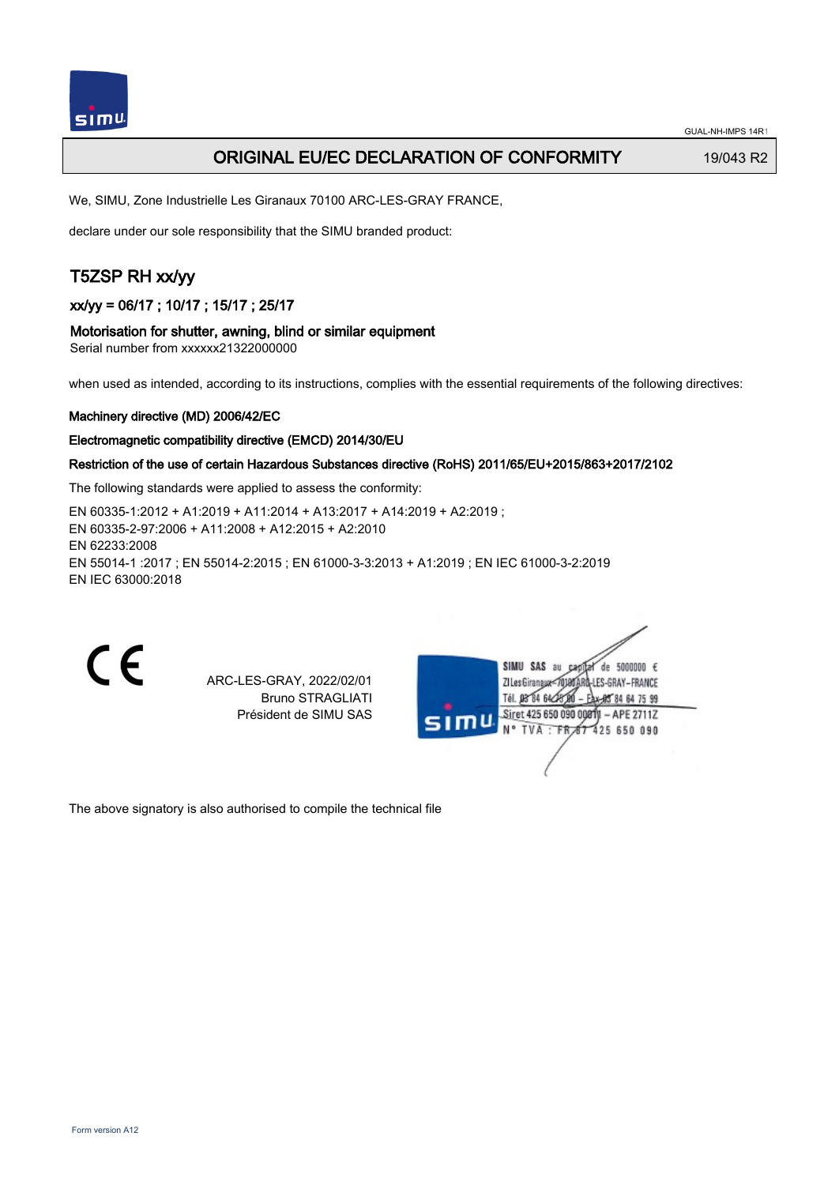# ORIGINAL EU/EC DECLARATION OF CONFORMITY

19/043 R2

We, SIMU, Zone Industrielle Les Giranaux 70100 ARC-LES-GRAY FRANCE,

declare under our sole responsibility that the SIMU branded product:

## T5ZSP RH xx/yy

### xx/yy = 06/17 ; 10/17 ; 15/17 ; 25/17

### Motorisation for shutter, awning, blind or similar equipment

Serial number from xxxxxx21322000000

when used as intended, according to its instructions, complies with the essential requirements of the following directives:

**Machinery directive (MD) 2006/42/EC**

**Electromagnetic compatibility directive (EMCD) 2014/30/EU**

**Restriction of the use of certain Hazardous Substances directive (RoHS) 2011/65/EU+2015/863+2017/2102**

The following standards were applied to assess the conformity:

EN 60335-1:2012 + A1:2019 + A11:2014 + A13:2017 + A14:2019 + A2:2019 ;
EN 60335-2-97:2006 + A11:2008 + A12:2015 + A2:2010
EN 62233:2008
EN 55014-1 :2017 ; EN 55014-2:2015 ; EN 61000-3-3:2013 + A1:2019 ; EN IEC 61000-3-2:2019
EN IEC 63000:2018

CE

ARC-LES-GRAY, 2022/02/01
Bruno STRAGLIATI
Président de SIMU SAS

SIMU SAS au capital de 5000000 €
ZI Les Giranaux 70100 ARC-LES-GRAY-FRANCE
Tél. 03 84 64 75 00 – Fax 03 84 64 75 99
Siret 425 650 090 00011 – APE 2711Z
N° TVA : FR 87 425 650 090

The above signatory is also authorised to compile the technical file

Form version A12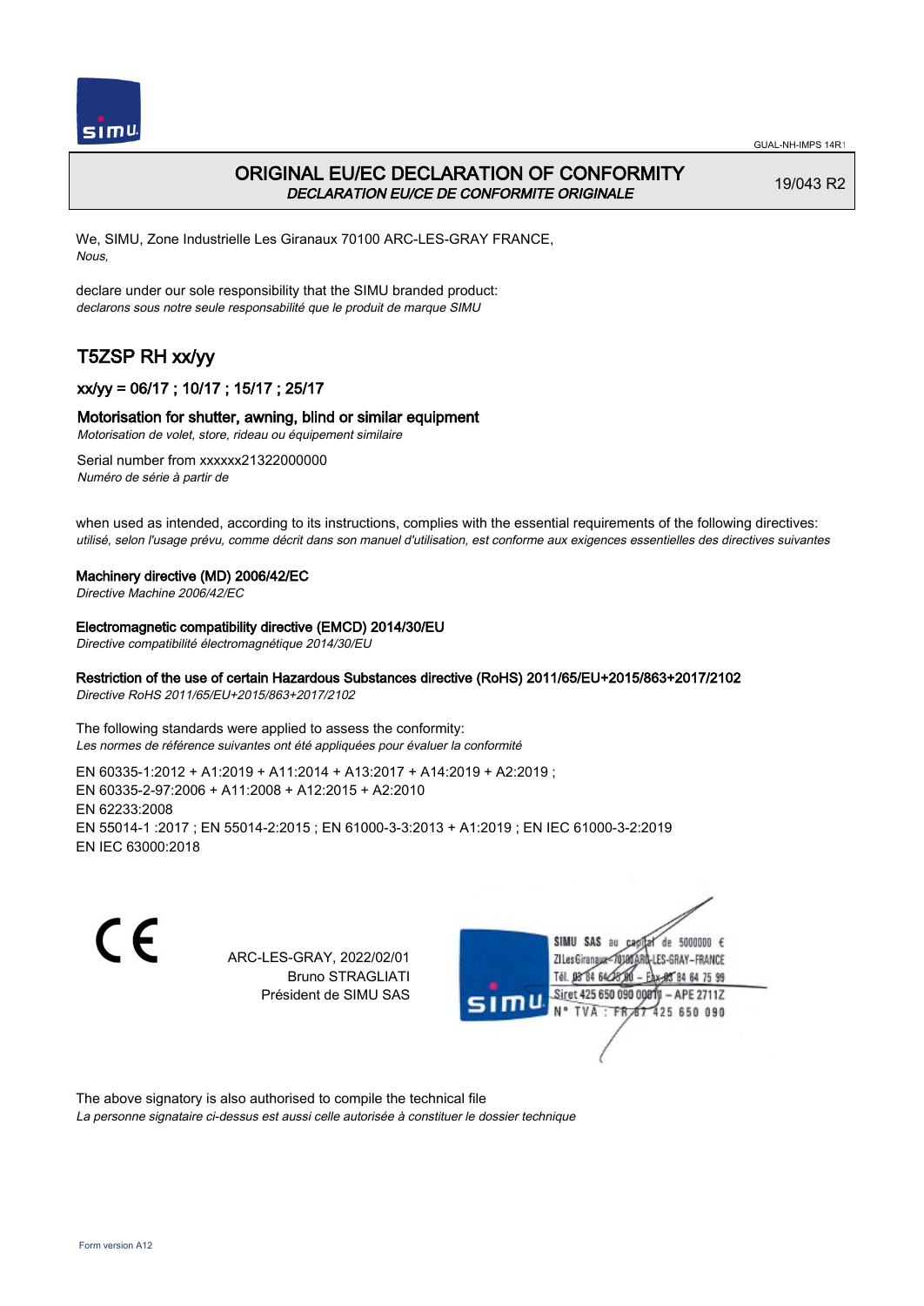# ORIGINAL EU/EC DECLARATION OF CONFORMITY

*DECLARATION EU/CE DE CONFORMITE ORIGINALE*

19/043 R2

We, SIMU, Zone Industrielle Les Giranaux 70100 ARC-LES-GRAY FRANCE,
*Nous,*

declare under our sole responsibility that the SIMU branded product:
*declarons sous notre seule responsabilité que le produit de marque SIMU*

## T5ZSP RH xx/yy

### xx/yy = 06/17 ; 10/17 ; 15/17 ; 25/17

### Motorisation for shutter, awning, blind or similar equipment

*Motorisation de volet, store, rideau ou équipement similaire*

Serial number from xxxxxx21322000000
*Numéro de série à partir de*

when used as intended, according to its instructions, complies with the essential requirements of the following directives:
*utilisé, selon l'usage prévu, comme décrit dans son manuel d'utilisation, est conforme aux exigences essentielles des directives suivantes*

**Machinery directive (MD) 2006/42/EC**
*Directive Machine 2006/42/EC*

**Electromagnetic compatibility directive (EMCD) 2014/30/EU**
*Directive compatibilité électromagnétique 2014/30/EU*

**Restriction of the use of certain Hazardous Substances directive (RoHS) 2011/65/EU+2015/863+2017/2102**
*Directive RoHS 2011/65/EU+2015/863+2017/2102*

The following standards were applied to assess the conformity:
*Les normes de référence suivantes ont été appliquées pour évaluer la conformité*

EN 60335-1:2012 + A1:2019 + A11:2014 + A13:2017 + A14:2019 + A2:2019 ;
EN 60335-2-97:2006 + A11:2008 + A12:2015 + A2:2010
EN 62233:2008
EN 55014-1 :2017 ; EN 55014-2:2015 ; EN 61000-3-3:2013 + A1:2019 ; EN IEC 61000-3-2:2019
EN IEC 63000:2018

CE

ARC-LES-GRAY, 2022/02/01
Bruno STRAGLIATI
Président de SIMU SAS

SIMU SAS au capital de 5000000 €
ZI Les Giranaux 70100 ARC-LES-GRAY-FRANCE
Tél. 03 84 64 75 00 – Fax 03 84 64 75 99
Siret 425 650 090 00011 – APE 2711Z
N° TVA : FR 87 425 650 090

The above signatory is also authorised to compile the technical file
*La personne signataire ci-dessus est aussi celle autorisée à constituer le dossier technique*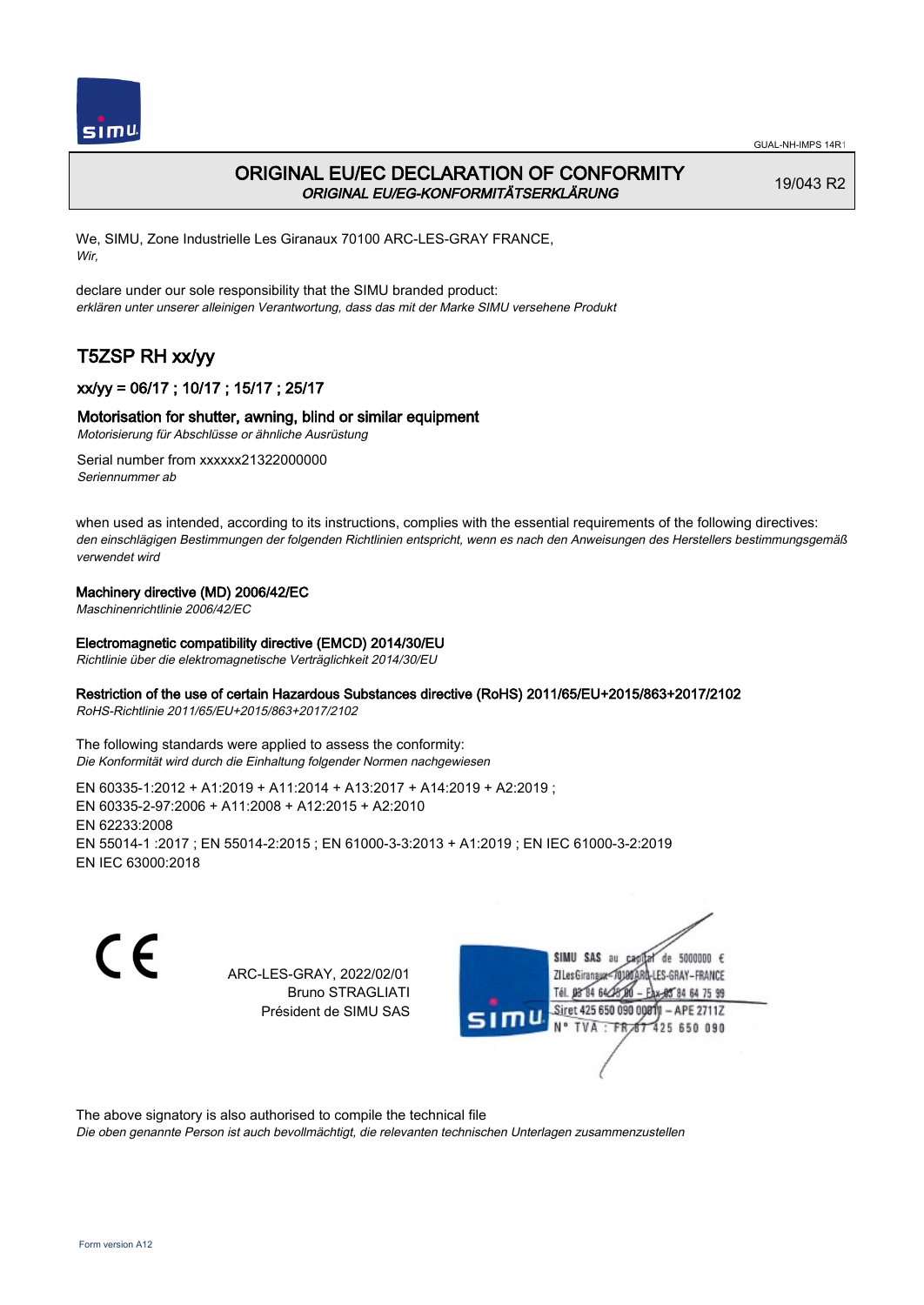# ORIGINAL EU/EC DECLARATION OF CONFORMITY
*ORIGINAL EU/EG-KONFORMITÄTSERKLÄRUNG*

19/043 R2

We, SIMU, Zone Industrielle Les Giranaux 70100 ARC-LES-GRAY FRANCE,
*Wir,*

declare under our sole responsibility that the SIMU branded product:
*erklären unter unserer alleinigen Verantwortung, dass das mit der Marke SIMU versehene Produkt*

## T5ZSP RH xx/yy

### xx/yy = 06/17 ; 10/17 ; 15/17 ; 25/17

### Motorisation for shutter, awning, blind or similar equipment

*Motorisierung für Abschlüsse or ähnliche Ausrüstung*

Serial number from xxxxxx21322000000
*Seriennummer ab*

when used as intended, according to its instructions, complies with the essential requirements of the following directives:
*den einschlägigen Bestimmungen der folgenden Richtlinien entspricht, wenn es nach den Anweisungen des Herstellers bestimmungsgemäß verwendet wird*

**Machinery directive (MD) 2006/42/EC**
*Maschinenrichtlinie 2006/42/EC*

**Electromagnetic compatibility directive (EMCD) 2014/30/EU**
*Richtlinie über die elektromagnetische Verträglichkeit 2014/30/EU*

**Restriction of the use of certain Hazardous Substances directive (RoHS) 2011/65/EU+2015/863+2017/2102**
*RoHS-Richtlinie 2011/65/EU+2015/863+2017/2102*

The following standards were applied to assess the conformity:
*Die Konformität wird durch die Einhaltung folgender Normen nachgewiesen*

EN 60335-1:2012 + A1:2019 + A11:2014 + A13:2017 + A14:2019 + A2:2019 ;
EN 60335-2-97:2006 + A11:2008 + A12:2015 + A2:2010
EN 62233:2008
EN 55014-1 :2017 ; EN 55014-2:2015 ; EN 61000-3-3:2013 + A1:2019 ; EN IEC 61000-3-2:2019
EN IEC 63000:2018

ARC-LES-GRAY, 2022/02/01
Bruno STRAGLIATI
Président de SIMU SAS

SIMU SAS au capital de 5000000 €
ZI Les Giranaux 70100 ARC-LES-GRAY-FRANCE
Tél. 03 84 64 75 00 – Fax 03 84 64 75 99
Siret 425 650 090 00011 – APE 2711Z
N° TVA : FR 87 425 650 090

The above signatory is also authorised to compile the technical file
*Die oben genannte Person ist auch bevollmächtigt, die relevanten technischen Unterlagen zusammenzustellen*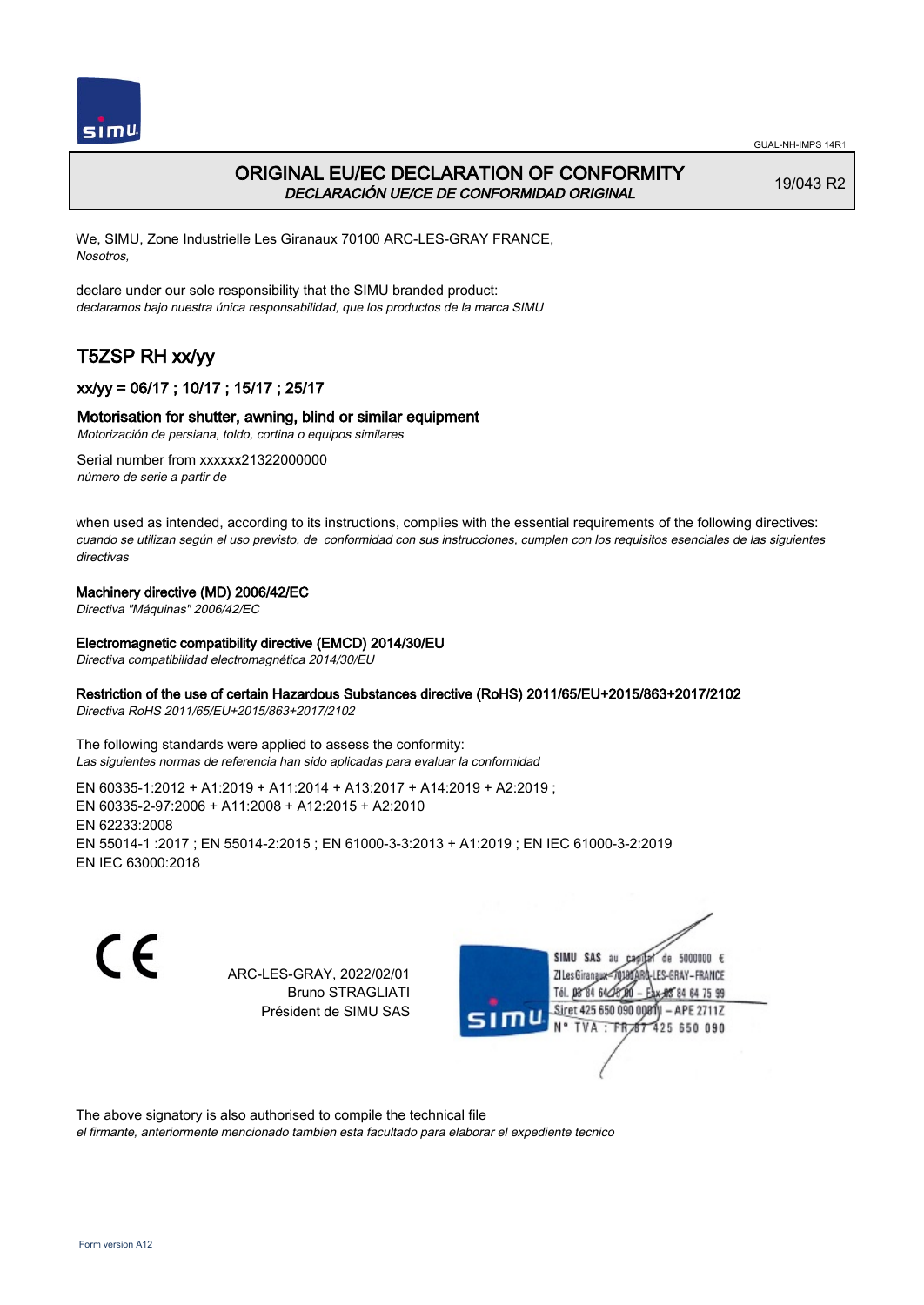# ORIGINAL EU/EC DECLARATION OF CONFORMITY

*DECLARACIÓN UE/CE DE CONFORMIDAD ORIGINAL*

19/043 R2

We, SIMU, Zone Industrielle Les Giranaux 70100 ARC-LES-GRAY FRANCE,
*Nosotros,*

declare under our sole responsibility that the SIMU branded product:
*declaramos bajo nuestra única responsabilidad, que los productos de la marca SIMU*

## T5ZSP RH xx/yy

### xx/yy = 06/17 ; 10/17 ; 15/17 ; 25/17

### Motorisation for shutter, awning, blind or similar equipment

*Motorización de persiana, toldo, cortina o equipos similares*

Serial number from xxxxxx21322000000
*número de serie a partir de*

when used as intended, according to its instructions, complies with the essential requirements of the following directives:
*cuando se utilizan según el uso previsto, de conformidad con sus instrucciones, cumplen con los requisitos esenciales de las siguientes directivas*

**Machinery directive (MD) 2006/42/EC**
*Directiva "Máquinas" 2006/42/EC*

**Electromagnetic compatibility directive (EMCD) 2014/30/EU**
*Directiva compatibilidad electromagnética 2014/30/EU*

**Restriction of the use of certain Hazardous Substances directive (RoHS) 2011/65/EU+2015/863+2017/2102**
*Directiva RoHS 2011/65/EU+2015/863+2017/2102*

The following standards were applied to assess the conformity:
*Las siguientes normas de referencia han sido aplicadas para evaluar la conformidad*

EN 60335-1:2012 + A1:2019 + A11:2014 + A13:2017 + A14:2019 + A2:2019 ;
EN 60335-2-97:2006 + A11:2008 + A12:2015 + A2:2010
EN 62233:2008
EN 55014-1 :2017 ; EN 55014-2:2015 ; EN 61000-3-3:2013 + A1:2019 ; EN IEC 61000-3-2:2019
EN IEC 63000:2018

ARC-LES-GRAY, 2022/02/01
Bruno STRAGLIATI
Président de SIMU SAS

SIMU SAS au capital de 5000000 €
ZI Les Giranaux 70100 ARC-LES-GRAY-FRANCE
Tél. 03 84 64 75 00 – Fax 03 84 64 75 99
Siret 425 650 090 00011 – APE 2711Z
N° TVA : FR 87 425 650 090

The above signatory is also authorised to compile the technical file
*el firmante, anteriormente mencionado tambien esta facultado para elaborar el expediente tecnico*

Form version A12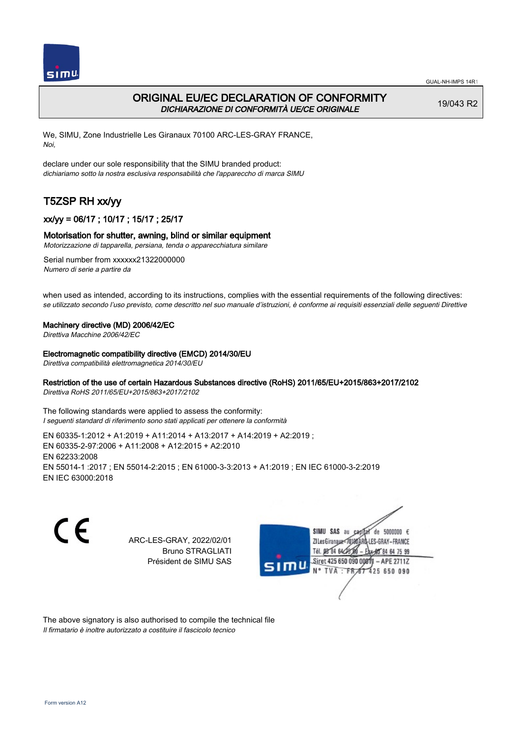GUAL-NH-IMPS 14R1

# ORIGINAL EU/EC DECLARATION OF CONFORMITY

*DICHIARAZIONE DI CONFORMITÀ UE/CE ORIGINALE*

19/043 R2

We, SIMU, Zone Industrielle Les Giranaux 70100 ARC-LES-GRAY FRANCE,
*Noi,*

declare under our sole responsibility that the SIMU branded product:
*dichiariamo sotto la nostra esclusiva responsabilità che l'apparecchio di marca SIMU*

## T5ZSP RH xx/yy

### xx/yy = 06/17 ; 10/17 ; 15/17 ; 25/17

### Motorisation for shutter, awning, blind or similar equipment

*Motorizzazione di tapparella, persiana, tenda o apparecchiatura similare*

Serial number from xxxxxx21322000000
*Numero di serie a partire da*

when used as intended, according to its instructions, complies with the essential requirements of the following directives:
*se utilizzato secondo l'uso previsto, come descritto nel suo manuale d'istruzioni, è conforme ai requisiti essenziali delle seguenti Direttive*

**Machinery directive (MD) 2006/42/EC**
*Direttiva Macchine 2006/42/EC*

**Electromagnetic compatibility directive (EMCD) 2014/30/EU**
*Direttiva compatibilità elettromagnetica 2014/30/EU*

**Restriction of the use of certain Hazardous Substances directive (RoHS) 2011/65/EU+2015/863+2017/2102**
*Direttiva RoHS 2011/65/EU+2015/863+2017/2102*

The following standards were applied to assess the conformity:
*I seguenti standard di riferimento sono stati applicati per ottenere la conformità*

EN 60335-1:2012 + A1:2019 + A11:2014 + A13:2017 + A14:2019 + A2:2019 ;
EN 60335-2-97:2006 + A11:2008 + A12:2015 + A2:2010
EN 62233:2008
EN 55014-1 :2017 ; EN 55014-2:2015 ; EN 61000-3-3:2013 + A1:2019 ; EN IEC 61000-3-2:2019
EN IEC 63000:2018

CE

ARC-LES-GRAY, 2022/02/01
Bruno STRAGLIATI
Président de SIMU SAS

SIMU SAS au capital de 5000000 €
ZI Les Giranaux 70100 ARC-LES-GRAY-FRANCE
Tél. 03 84 64 75 00 – Fax 03 84 64 75 99
Siret 425 650 090 00011 – APE 2711Z
N° TVA : FR 87 425 650 090

The above signatory is also authorised to compile the technical file
*Il firmatario è inoltre autorizzato a costituire il fascicolo tecnico*

Form version A12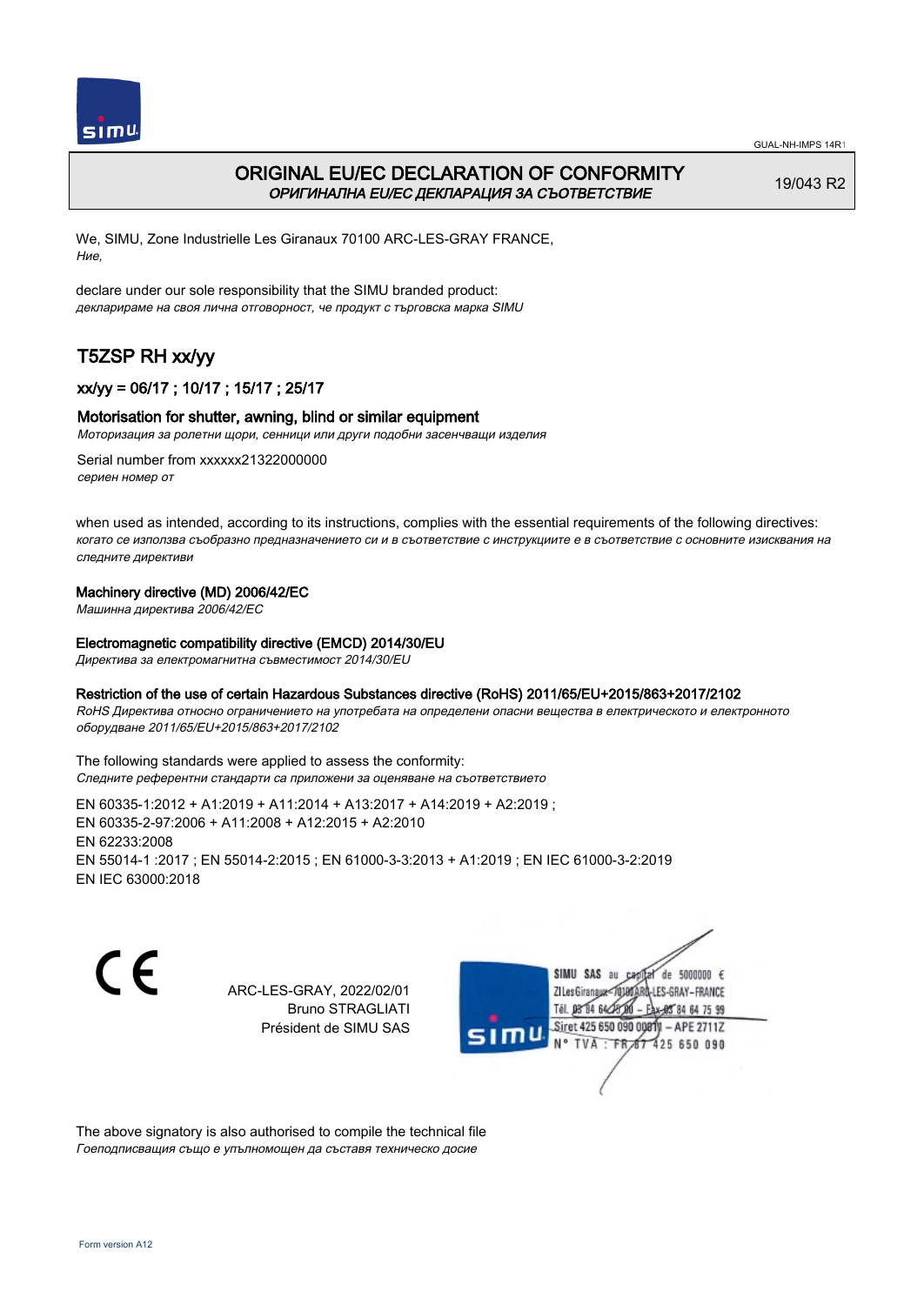# ORIGINAL EU/EC DECLARATION OF CONFORMITY
*ОРИГИНАЛНА EU/EC ДЕКЛАРАЦИЯ ЗА СЪОТВЕТСТВИЕ*

19/043 R2

We, SIMU, Zone Industrielle Les Giranaux 70100 ARC-LES-GRAY FRANCE,
*Ние,*

declare under our sole responsibility that the SIMU branded product:
*декларираме на своя лична отговорност, че продукт с търговска марка SIMU*

## T5ZSP RH xx/yy

### xx/yy = 06/17 ; 10/17 ; 15/17 ; 25/17

### Motorisation for shutter, awning, blind or similar equipment
*Моторизация за ролетни щори, сенници или други подобни засенчващи изделия*

Serial number from xxxxxx21322000000
*сериен номер от*

when used as intended, according to its instructions, complies with the essential requirements of the following directives:
*когато се използва съобразно предназначението си и в съответствие с инструкциите е в съответствие с основните изисквания на следните директиви*

**Machinery directive (MD) 2006/42/EC**
*Машинна директива 2006/42/EC*

**Electromagnetic compatibility directive (EMCD) 2014/30/EU**
*Директива за електромагнитна съвместимост 2014/30/EU*

**Restriction of the use of certain Hazardous Substances directive (RoHS) 2011/65/EU+2015/863+2017/2102**
*RoHS Директива относно ограничението на употребата на определени опасни вещества в електрическото и електронното оборудване 2011/65/EU+2015/863+2017/2102*

The following standards were applied to assess the conformity:
*Следните референтни стандарти са приложени за оценяване на съответствието*

EN 60335-1:2012 + A1:2019 + A11:2014 + A13:2017 + A14:2019 + A2:2019 ;
EN 60335-2-97:2006 + A11:2008 + A12:2015 + A2:2010
EN 62233:2008
EN 55014-1 :2017 ; EN 55014-2:2015 ; EN 61000-3-3:2013 + A1:2019 ; EN IEC 61000-3-2:2019
EN IEC 63000:2018

CE

ARC-LES-GRAY, 2022/02/01
Bruno STRAGLIATI
Président de SIMU SAS

SIMU SAS au capital de 5000000 €
ZI Les Giranaux 70100 ARC-LES-GRAY-FRANCE
Tél. 03 84 64 78 00 – Fax 03 84 64 75 99
Siret 425 650 090 00811 – APE 2711Z
N° TVA : FR 87 425 650 090

The above signatory is also authorised to compile the technical file
*Гоеподписващия също е упълномощен да съставя техническо досие*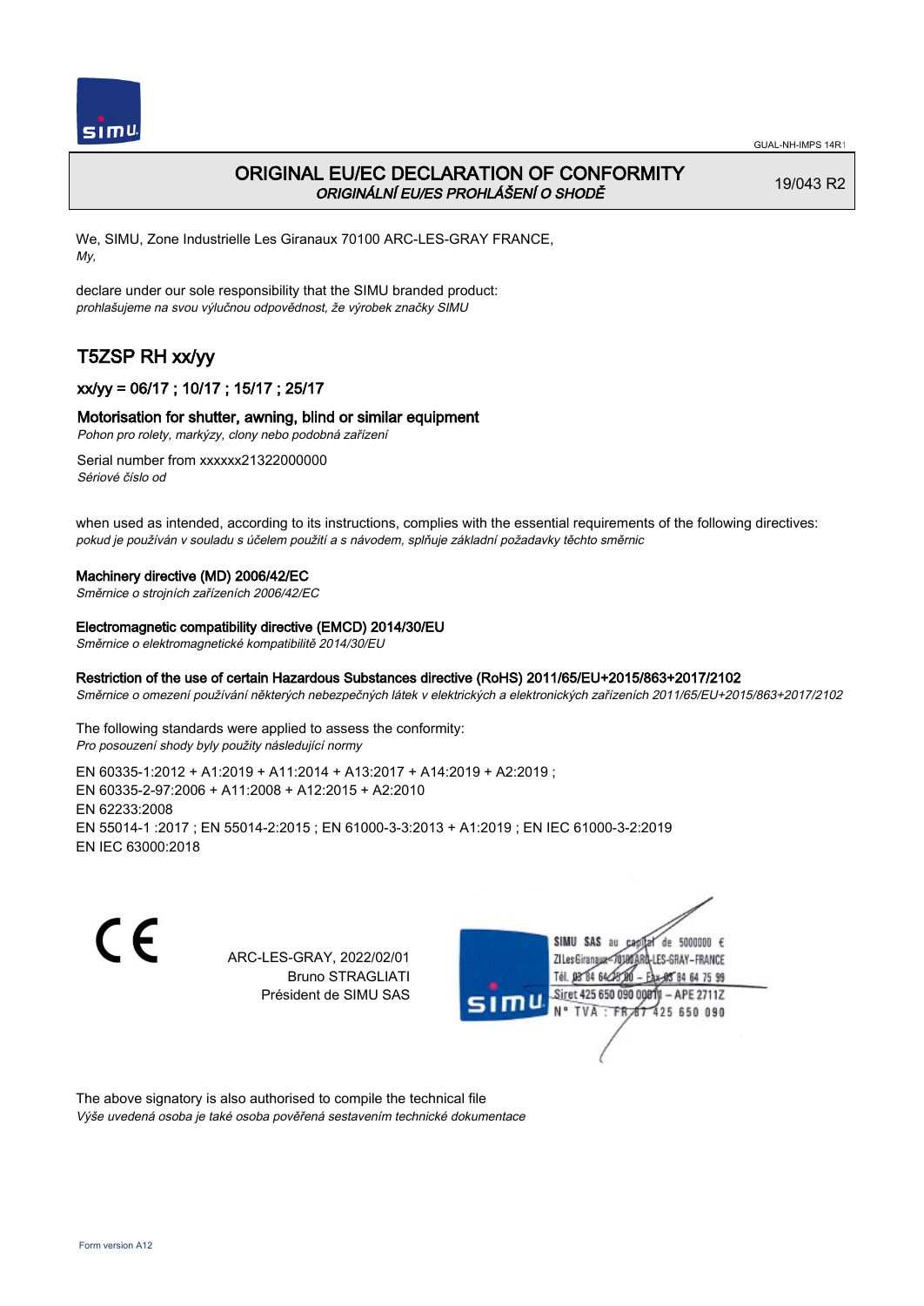GUAL-NH-IMPS 14R1

# ORIGINAL EU/EC DECLARATION OF CONFORMITY
*ORIGINÁLNÍ EU/ES PROHLÁŠENÍ O SHODĚ*

19/043 R2

We, SIMU, Zone Industrielle Les Giranaux 70100 ARC-LES-GRAY FRANCE,
*My,*

declare under our sole responsibility that the SIMU branded product:
*prohlašujeme na svou výlučnou odpovědnost, že výrobek značky SIMU*

## T5ZSP RH xx/yy

### xx/yy = 06/17 ; 10/17 ; 15/17 ; 25/17

#### Motorisation for shutter, awning, blind or similar equipment
*Pohon pro rolety, markýzy, clony nebo podobná zařízení*

Serial number from xxxxxx21322000000
*Sériové číslo od*

when used as intended, according to its instructions, complies with the essential requirements of the following directives:
*pokud je používán v souladu s účelem použití a s návodem, splňuje základní požadavky těchto směrnic*

**Machinery directive (MD) 2006/42/EC**
*Směrnice o strojních zařízeních 2006/42/EC*

**Electromagnetic compatibility directive (EMCD) 2014/30/EU**
*Směrnice o elektromagnetické kompatibilitě 2014/30/EU*

**Restriction of the use of certain Hazardous Substances directive (RoHS) 2011/65/EU+2015/863+2017/2102**
*Směrnice o omezení používání některých nebezpečných látek v elektrických a elektronických zařízeních 2011/65/EU+2015/863+2017/2102*

The following standards were applied to assess the conformity:
*Pro posouzení shody byly použity následující normy*

EN 60335-1:2012 + A1:2019 + A11:2014 + A13:2017 + A14:2019 + A2:2019 ;
EN 60335-2-97:2006 + A11:2008 + A12:2015 + A2:2010
EN 62233:2008
EN 55014-1 :2017 ; EN 55014-2:2015 ; EN 61000-3-3:2013 + A1:2019 ; EN IEC 61000-3-2:2019
EN IEC 63000:2018

ARC-LES-GRAY, 2022/02/01
Bruno STRAGLIATI
Président de SIMU SAS

SIMU SAS au capital de 5000000 €
ZI Les Giranaux 70100 ARC-LES-GRAY-FRANCE
Tél. 03 84 64 75 00 – Fax 03 84 64 75 99
Siret 425 650 090 00011 – APE 2711Z
N° TVA : FR 87 425 650 090

The above signatory is also authorised to compile the technical file
*Výše uvedená osoba je také osoba pověřená sestavením technické dokumentace*

Form version A12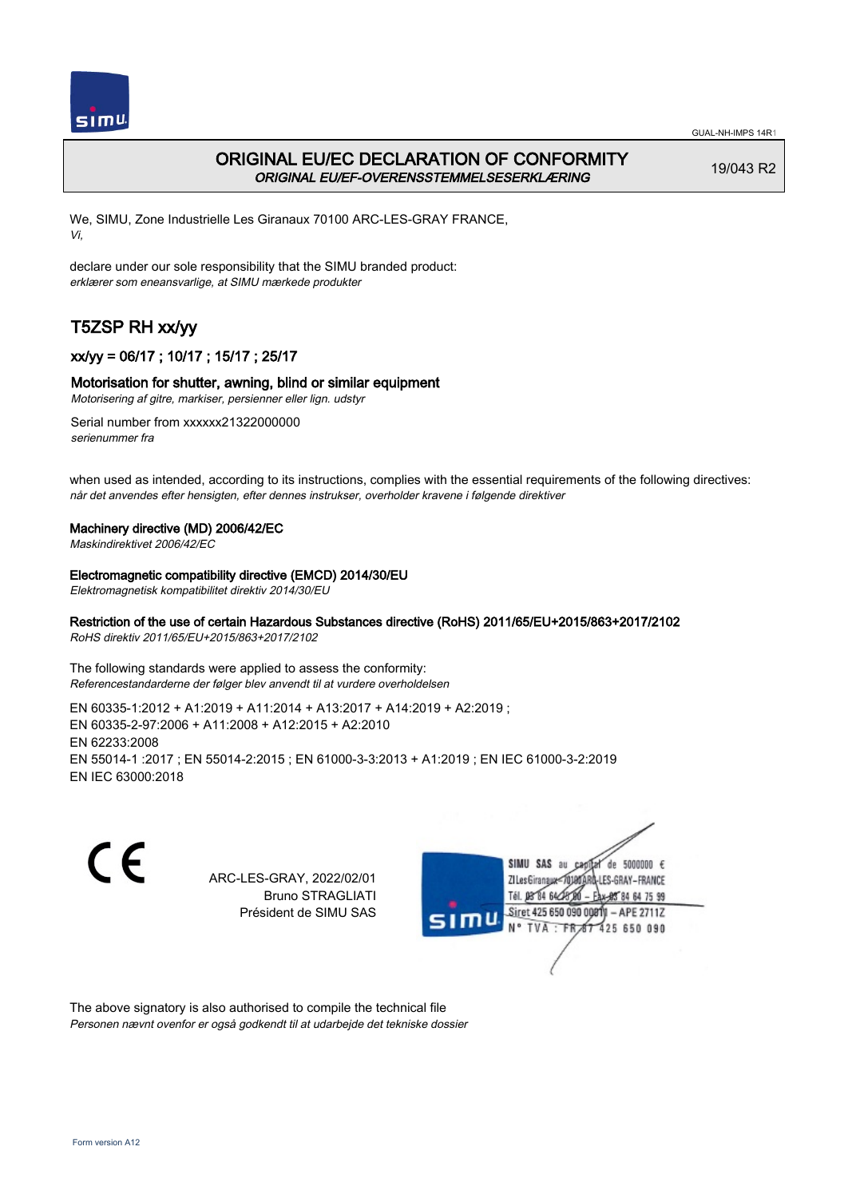# ORIGINAL EU/EC DECLARATION OF CONFORMITY

*ORIGINAL EU/EF-OVERENSSTEMMELSESERKLÆRING*

19/043 R2

We, SIMU, Zone Industrielle Les Giranaux 70100 ARC-LES-GRAY FRANCE,
*Vi,*

declare under our sole responsibility that the SIMU branded product:
*erklærer som eneansvarlige, at SIMU mærkede produkter*

## T5ZSP RH xx/yy

### xx/yy = 06/17 ; 10/17 ; 15/17 ; 25/17

### Motorisation for shutter, awning, blind or similar equipment

*Motorisering af gitre, markiser, persienner eller lign. udstyr*

Serial number from xxxxxx21322000000
*serienummer fra*

when used as intended, according to its instructions, complies with the essential requirements of the following directives:
*når det anvendes efter hensigten, efter dennes instrukser, overholder kravene i følgende direktiver*

**Machinery directive (MD) 2006/42/EC**
*Maskindirektivet 2006/42/EC*

**Electromagnetic compatibility directive (EMCD) 2014/30/EU**
*Elektromagnetisk kompatibilitet direktiv 2014/30/EU*

**Restriction of the use of certain Hazardous Substances directive (RoHS) 2011/65/EU+2015/863+2017/2102**
*RoHS direktiv 2011/65/EU+2015/863+2017/2102*

The following standards were applied to assess the conformity:
*Referencestandarderne der følger blev anvendt til at vurdere overholdelsen*

EN 60335-1:2012 + A1:2019 + A11:2014 + A13:2017 + A14:2019 + A2:2019 ;
EN 60335-2-97:2006 + A11:2008 + A12:2015 + A2:2010
EN 62233:2008
EN 55014-1 :2017 ; EN 55014-2:2015 ; EN 61000-3-3:2013 + A1:2019 ; EN IEC 61000-3-2:2019
EN IEC 63000:2018

CE

ARC-LES-GRAY, 2022/02/01
Bruno STRAGLIATI
Président de SIMU SAS

SIMU SAS au capital de 5000000 €
ZI Les Giranaux 70100 ARC-LES-GRAY-FRANCE
Tél. 03 84 64 75 00 – Fax 03 84 64 75 99
Siret 425 650 090 00011 – APE 2711Z
N° TVA : FR 67 425 650 090

The above signatory is also authorised to compile the technical file
*Personen nævnt ovenfor er også godkendt til at udarbejde det tekniske dossier*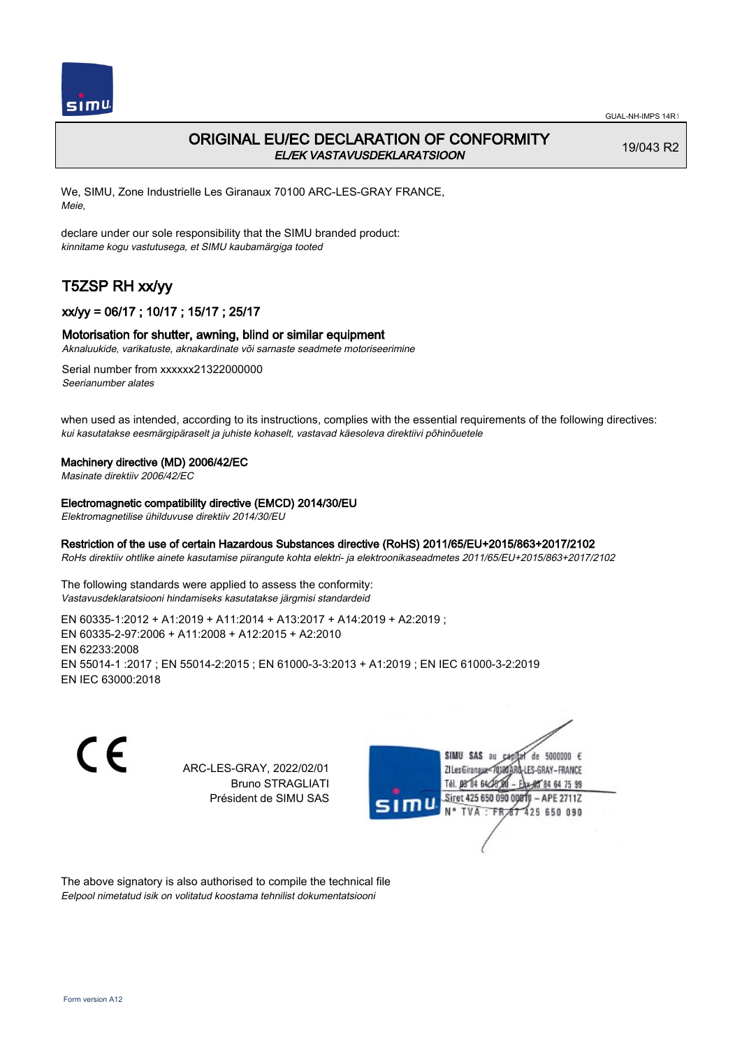GUAL-NH-IMPS 14R1

# ORIGINAL EU/EC DECLARATION OF CONFORMITY

*EL/EK VASTAVUSDEKLARATSIOON*

19/043 R2

We, SIMU, Zone Industrielle Les Giranaux 70100 ARC-LES-GRAY FRANCE,
*Meie,*

declare under our sole responsibility that the SIMU branded product:
*kinnitame kogu vastutusega, et SIMU kaubamärgiga tooted*

## T5ZSP RH xx/yy

### xx/yy = 06/17 ; 10/17 ; 15/17 ; 25/17

Motorisation for shutter, awning, blind or similar equipment
*Aknaluukide, varikatuste, aknakardinate või sarnaste seadmete motoriseerimine*

Serial number from xxxxxx21322000000
*Seerianumber alates*

when used as intended, according to its instructions, complies with the essential requirements of the following directives:
*kui kasutatakse eesmärgipäraselt ja juhiste kohaselt, vastavad käesoleva direktiivi põhinõuetele*

Machinery directive (MD) 2006/42/EC
*Masinate direktiiv 2006/42/EC*

Electromagnetic compatibility directive (EMCD) 2014/30/EU
*Elektromagnetilise ühilduvuse direktiiv 2014/30/EU*

Restriction of the use of certain Hazardous Substances directive (RoHS) 2011/65/EU+2015/863+2017/2102
*RoHs direktiiv ohtlike ainete kasutamise piirangute kohta elektri- ja elektroonikaseadmetes 2011/65/EU+2015/863+2017/2102*

The following standards were applied to assess the conformity:
*Vastavusdeklaratsiooni hindamiseks kasutatakse järgmisi standardeid*

EN 60335-1:2012 + A1:2019 + A11:2014 + A13:2017 + A14:2019 + A2:2019 ;
EN 60335-2-97:2006 + A11:2008 + A12:2015 + A2:2010
EN 62233:2008
EN 55014-1 :2017 ; EN 55014-2:2015 ; EN 61000-3-3:2013 + A1:2019 ; EN IEC 61000-3-2:2019
EN IEC 63000:2018

CE

ARC-LES-GRAY, 2022/02/01
Bruno STRAGLIATI
Président de SIMU SAS

SIMU SAS au capital de 5000000 €
ZI Les Giranaux 70100 ARC-LES-GRAY-FRANCE
Tél. 03 84 64 75 00 – Fax 03 84 64 75 99
Siret 425 650 090 00011 – APE 2711Z
N° TVA : FR 87 425 650 090

The above signatory is also authorised to compile the technical file
*Eelpool nimetatud isik on volitatud koostama tehnilist dokumentatsiooni*

Form version A12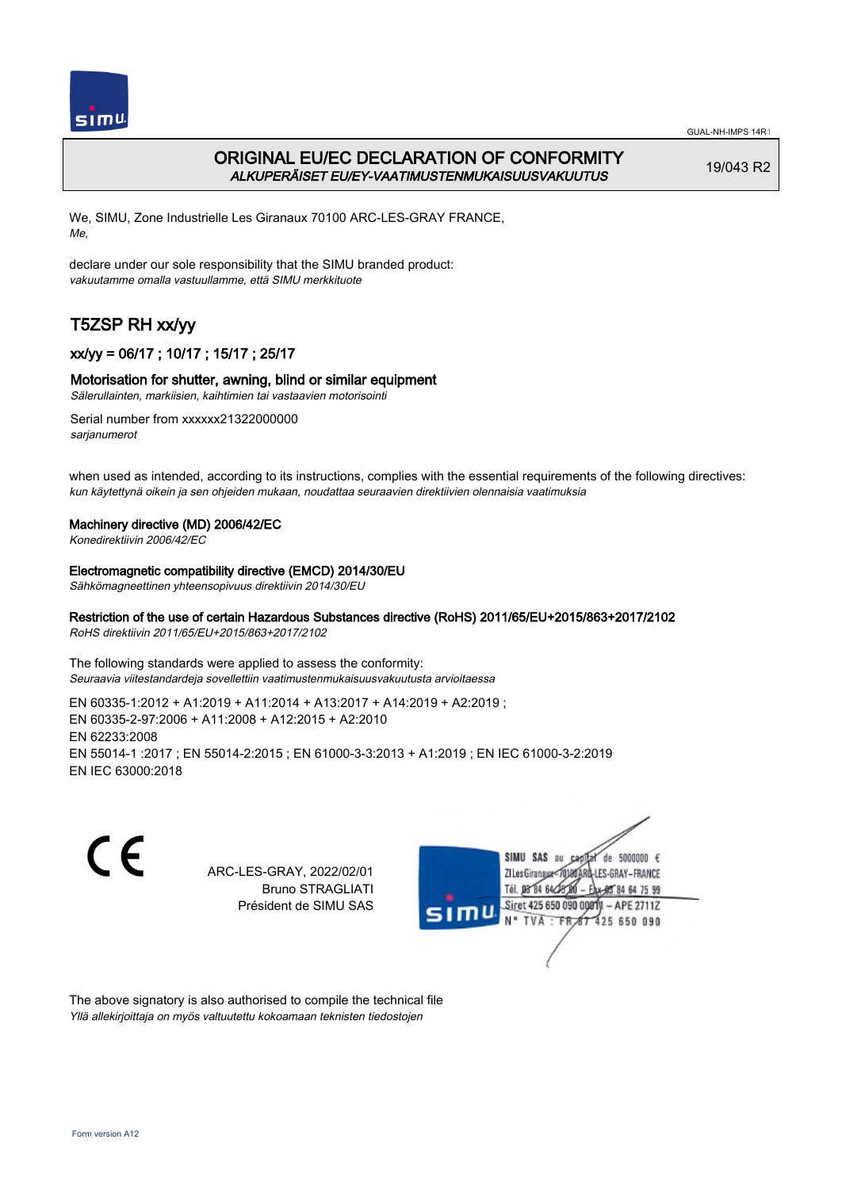GUAL-NH-IMPS 14R1

# ORIGINAL EU/EC DECLARATION OF CONFORMITY
*ALKUPERÄISET EU/EY-VAATIMUSTENMUKAISUUSVAKUUTUS*

19/043 R2

We, SIMU, Zone Industrielle Les Giranaux 70100 ARC-LES-GRAY FRANCE,
*Me,*

declare under our sole responsibility that the SIMU branded product:
*vakuutamme omalla vastuullamme, että SIMU merkkituote*

## T5ZSP RH xx/yy

### xx/yy = 06/17 ; 10/17 ; 15/17 ; 25/17

### Motorisation for shutter, awning, blind or similar equipment
*Sälerullainten, markiisien, kaihtimien tai vastaavien motorisointi*

Serial number from xxxxxx21322000000
*sarjanumerot*

when used as intended, according to its instructions, complies with the essential requirements of the following directives:
*kun käytettynä oikein ja sen ohjeiden mukaan, noudattaa seuraavien direktiivien olennaisia vaatimuksia*

**Machinery directive (MD) 2006/42/EC**
*Konedirektiivin 2006/42/EC*

**Electromagnetic compatibility directive (EMCD) 2014/30/EU**
*Sähkömagneettinen yhteensopivuus direktiivin 2014/30/EU*

**Restriction of the use of certain Hazardous Substances directive (RoHS) 2011/65/EU+2015/863+2017/2102**
*RoHS direktiivin 2011/65/EU+2015/863+2017/2102*

The following standards were applied to assess the conformity:
*Seuraavia viitestandardeja sovellettiin vaatimustenmukaisuusvakuutusta arvioitaessa*

EN 60335-1:2012 + A1:2019 + A11:2014 + A13:2017 + A14:2019 + A2:2019 ;
EN 60335-2-97:2006 + A11:2008 + A12:2015 + A2:2010
EN 62233:2008
EN 55014-1 :2017 ; EN 55014-2:2015 ; EN 61000-3-3:2013 + A1:2019 ; EN IEC 61000-3-2:2019
EN IEC 63000:2018

CE

ARC-LES-GRAY, 2022/02/01
Bruno STRAGLIATI
Président de SIMU SAS

SIMU SAS au capital de 5000000 €
ZI Les Giranaux 70100 ARC-LES-GRAY-FRANCE
Tél. 03 84 64 75 00 – Fax 03 84 64 75 99
Siret 425 650 090 00011 – APE 2711Z
N° TVA : FR 87 425 650 090

The above signatory is also authorised to compile the technical file
*Yllä allekirjoittaja on myös valtuutettu kokoamaan teknisten tiedostojen*

Form version A12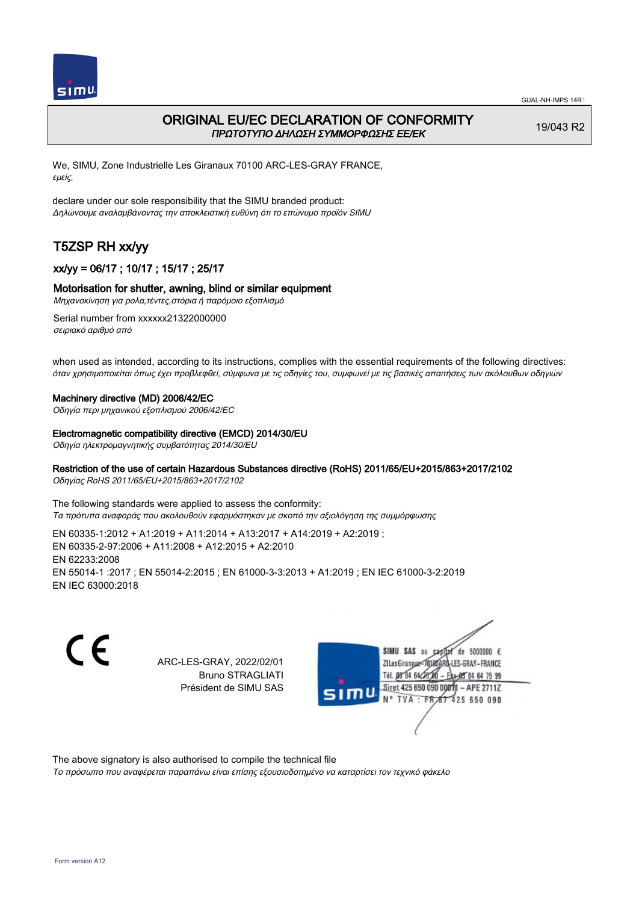GUAL-NH-IMPS 14R1

# ORIGINAL EU/EC DECLARATION OF CONFORMITY

*ΠΡΩΤΟΤΥΠΟ ΔΗΛΩΣΗ ΣΥΜΜΟΡΦΩΣΗΣ ΕΕ/ΕΚ*

19/043 R2

We, SIMU, Zone Industrielle Les Giranaux 70100 ARC-LES-GRAY FRANCE,
*εμείς,*

declare under our sole responsibility that the SIMU branded product:
*Δηλώνουμε αναλαμβάνοντας την αποκλειστική ευθύνη ότι το επώνυμο προϊόν SIMU*

## T5ZSP RH xx/yy

### xx/yy = 06/17 ; 10/17 ; 15/17 ; 25/17

### Motorisation for shutter, awning, blind or similar equipment

*Μηχανοκίνηση για ρολα,τέντες,στόρια ή παρόμοιο εξοπλισμό*

Serial number from xxxxxx21322000000
*σειριακό αριθμό από*

when used as intended, according to its instructions, complies with the essential requirements of the following directives:
*όταν χρησιμοποιείται όπως έχει προβλεφθεί, σύμφωνα με τις οδηγίες του, συμφωνεί με τις βασικές απαιτήσεις των ακόλουθων οδηγιών*

**Machinery directive (MD) 2006/42/EC**
*Οδηγία περι μηχανικού εξοπλισμού 2006/42/EC*

**Electromagnetic compatibility directive (EMCD) 2014/30/EU**
*Οδηγία ηλεκτρομαγνητικής συμβατότητας 2014/30/EU*

**Restriction of the use of certain Hazardous Substances directive (RoHS) 2011/65/EU+2015/863+2017/2102**
*Οδηγίας RoHS 2011/65/EU+2015/863+2017/2102*

The following standards were applied to assess the conformity:
*Τα πρότυπα αναφοράς που ακολουθούν εφαρμόστηκαν με σκοπό την αξιολόγηση της συμμόρφωσης*

EN 60335-1:2012 + A1:2019 + A11:2014 + A13:2017 + A14:2019 + A2:2019 ;
EN 60335-2-97:2006 + A11:2008 + A12:2015 + A2:2010
EN 62233:2008
EN 55014-1 :2017 ; EN 55014-2:2015 ; EN 61000-3-3:2013 + A1:2019 ; EN IEC 61000-3-2:2019
EN IEC 63000:2018

CE

ARC-LES-GRAY, 2022/02/01
Bruno STRAGLIATI
Président de SIMU SAS

SIMU SAS au capital de 5000000 €
ZI Les Giranaux 70100 ARC-LES-GRAY-FRANCE
Tél. 03 84 64 75 00 – Fax 03 84 64 75 99
Siret 425 650 090 00011 – APE 2711Z
N° TVA : FR 67 425 650 090

The above signatory is also authorised to compile the technical file
*Το πρόσωπο που αναφέρεται παραπάνω είναι επίσης εξουσιοδοτημένο να καταρτίσει τον τεχνικό φάκελο*

Form version A12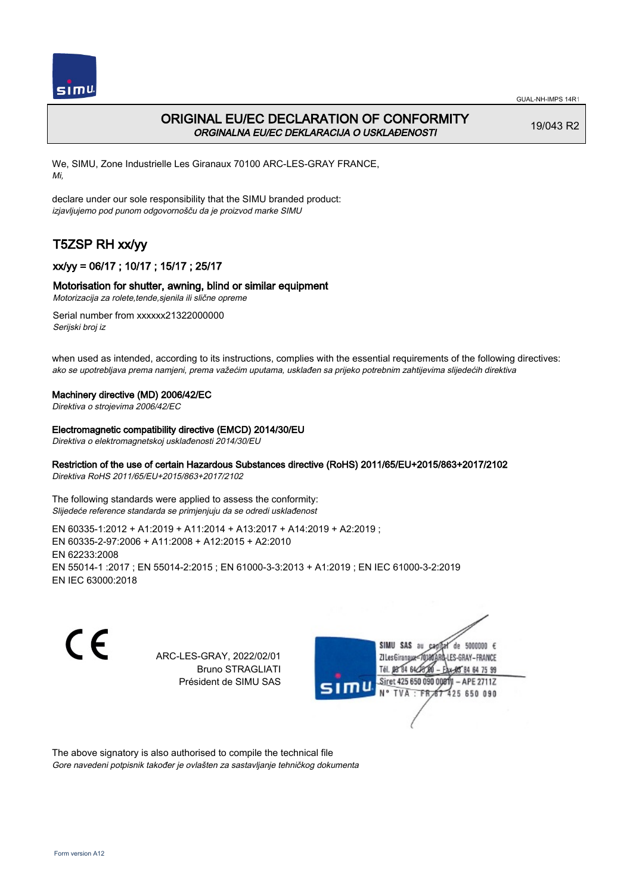# ORIGINAL EU/EC DECLARATION OF CONFORMITY

*ORGINALNA EU/EC DEKLARACIJA O USKLAĐENOSTI*

19/043 R2

We, SIMU, Zone Industrielle Les Giranaux 70100 ARC-LES-GRAY FRANCE,
*Mi,*

declare under our sole responsibility that the SIMU branded product:
*izjavljujemo pod punom odgovornošču da je proizvod marke SIMU*

## T5ZSP RH xx/yy

### xx/yy = 06/17 ; 10/17 ; 15/17 ; 25/17

### Motorisation for shutter, awning, blind or similar equipment

*Motorizacija za rolete,tende,sjenila ili slične opreme*

Serial number from xxxxxx21322000000
*Serijski broj iz*

when used as intended, according to its instructions, complies with the essential requirements of the following directives:
*ako se upotrebljava prema namjeni, prema važećim uputama, usklađen sa prijeko potrebnim zahtijevima slijedećih direktiva*

**Machinery directive (MD) 2006/42/EC**
*Direktiva o strojevima 2006/42/EC*

**Electromagnetic compatibility directive (EMCD) 2014/30/EU**
*Direktiva o elektromagnetskoj usklađenosti 2014/30/EU*

**Restriction of the use of certain Hazardous Substances directive (RoHS) 2011/65/EU+2015/863+2017/2102**
*Direktiva RoHS 2011/65/EU+2015/863+2017/2102*

The following standards were applied to assess the conformity:
*Slijedeće reference standarda se primjenjuju da se odredi usklađenost*

EN 60335-1:2012 + A1:2019 + A11:2014 + A13:2017 + A14:2019 + A2:2019 ;
EN 60335-2-97:2006 + A11:2008 + A12:2015 + A2:2010
EN 62233:2008
EN 55014-1 :2017 ; EN 55014-2:2015 ; EN 61000-3-3:2013 + A1:2019 ; EN IEC 61000-3-2:2019
EN IEC 63000:2018

ARC-LES-GRAY, 2022/02/01
Bruno STRAGLIATI
Président de SIMU SAS

SIMU SAS au capital de 5000000 €
ZI Les Giranaux 70100 ARC-LES-GRAY-FRANCE
Tél. 03 84 64 78 00 – Fax 03 84 64 75 99
Siret 425 650 090 00011 – APE 2711Z
N° TVA : FR 87 425 650 090

The above signatory is also authorised to compile the technical file
*Gore navedeni potpisnik također je ovlašten za sastavljanje tehničkog dokumenta*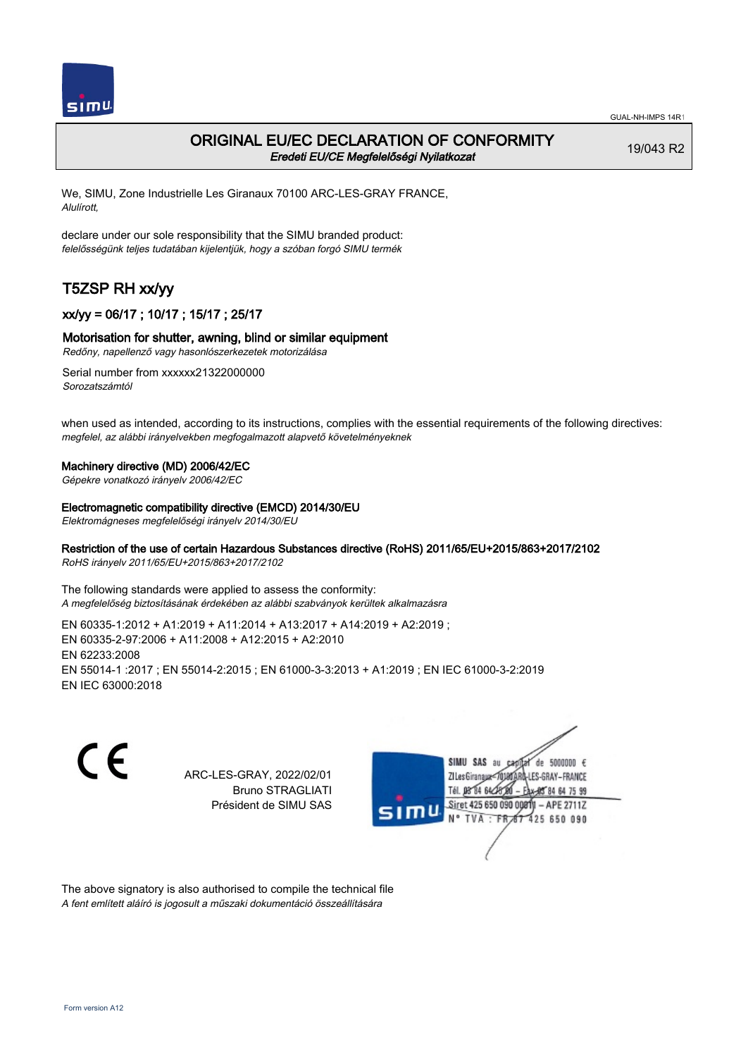GUAL-NH-IMPS 14R1

# ORIGINAL EU/EC DECLARATION OF CONFORMITY
*Eredeti EU/CE Megfelelőségi Nyilatkozat*

19/043 R2

We, SIMU, Zone Industrielle Les Giranaux 70100 ARC-LES-GRAY FRANCE,
*Alulírott,*

declare under our sole responsibility that the SIMU branded product:
*felelősségünk teljes tudatában kijelentjük, hogy a szóban forgó SIMU termék*

## T5ZSP RH xx/yy

### xx/yy = 06/17 ; 10/17 ; 15/17 ; 25/17

### Motorisation for shutter, awning, blind or similar equipment
*Redőny, napellenző vagy hasonlószerkezetek motorizálása*

Serial number from xxxxxx21322000000
*Sorozatszámtól*

when used as intended, according to its instructions, complies with the essential requirements of the following directives:
*megfelel, az alábbi irányelvekben megfogalmazott alapvető követelményeknek*

**Machinery directive (MD) 2006/42/EC**
*Gépekre vonatkozó irányelv 2006/42/EC*

**Electromagnetic compatibility directive (EMCD) 2014/30/EU**
*Elektromágneses megfelelőségi irányelv 2014/30/EU*

**Restriction of the use of certain Hazardous Substances directive (RoHS) 2011/65/EU+2015/863+2017/2102**
*RoHS irányelv 2011/65/EU+2015/863+2017/2102*

The following standards were applied to assess the conformity:
*A megfelelőség biztosításának érdekében az alábbi szabványok kerültek alkalmazásra*

EN 60335-1:2012 + A1:2019 + A11:2014 + A13:2017 + A14:2019 + A2:2019 ;
EN 60335-2-97:2006 + A11:2008 + A12:2015 + A2:2010
EN 62233:2008
EN 55014-1 :2017 ; EN 55014-2:2015 ; EN 61000-3-3:2013 + A1:2019 ; EN IEC 61000-3-2:2019
EN IEC 63000:2018

CE

ARC-LES-GRAY, 2022/02/01
Bruno STRAGLIATI
Président de SIMU SAS

SIMU SAS au capital de 5000000 €
ZI Les Giranaux 70100 ARC-LES-GRAY–FRANCE
Tél. 03 84 64 75 00 – Fax 03 84 64 75 99
Siret 425 650 090 00011 – APE 2711Z
N° TVA : FR 87 425 650 090

The above signatory is also authorised to compile the technical file
*A fent említett aláíró is jogosult a műszaki dokumentáció összeállítására*

Form version A12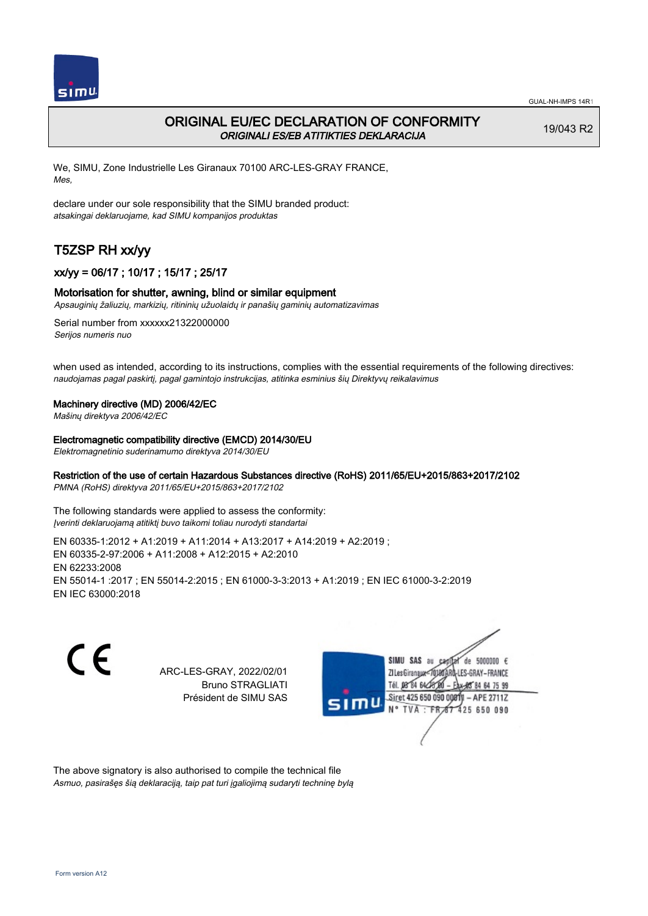GUAL-NH-IMPS 14R1

# ORIGINAL EU/EC DECLARATION OF CONFORMITY
*ORIGINALI ES/EB ATITIKTIES DEKLARACIJA*

19/043 R2

We, SIMU, Zone Industrielle Les Giranaux 70100 ARC-LES-GRAY FRANCE,
*Mes,*

declare under our sole responsibility that the SIMU branded product:
*atsakingai deklaruojame, kad SIMU kompanijos produktas*

## T5ZSP RH xx/yy

### xx/yy = 06/17 ; 10/17 ; 15/17 ; 25/17

### Motorisation for shutter, awning, blind or similar equipment
*Apsauginių žaliuzių, markizių, ritininių užuolaidų ir panašių gaminių automatizavimas*

Serial number from xxxxxx21322000000
*Serijos numeris nuo*

when used as intended, according to its instructions, complies with the essential requirements of the following directives:
*naudojamas pagal paskirtį, pagal gamintojo instrukcijas, atitinka esminius šių Direktyvų reikalavimus*

**Machinery directive (MD) 2006/42/EC**
*Mašinų direktyva 2006/42/EC*

**Electromagnetic compatibility directive (EMCD) 2014/30/EU**
*Elektromagnetinio suderinamumo direktyva 2014/30/EU*

**Restriction of the use of certain Hazardous Substances directive (RoHS) 2011/65/EU+2015/863+2017/2102**
*PMNA (RoHS) direktyva 2011/65/EU+2015/863+2017/2102*

The following standards were applied to assess the conformity:
*Įverinti deklaruojamą atitiktį buvo taikomi toliau nurodyti standartai*

EN 60335-1:2012 + A1:2019 + A11:2014 + A13:2017 + A14:2019 + A2:2019 ;
EN 60335-2-97:2006 + A11:2008 + A12:2015 + A2:2010
EN 62233:2008
EN 55014-1 :2017 ; EN 55014-2:2015 ; EN 61000-3-3:2013 + A1:2019 ; EN IEC 61000-3-2:2019
EN IEC 63000:2018

CE

ARC-LES-GRAY, 2022/02/01
Bruno STRAGLIATI
Président de SIMU SAS

SIMU SAS au capital de 5000000 €
ZI Les Giranaux 70100 ARC-LES-GRAY-FRANCE
Tél. 03 84 64 75 00 – Fax 03 84 64 75 99
Siret 425 650 090 00011 – APE 2711Z
N° TVA : FR 87 425 650 090

The above signatory is also authorised to compile the technical file
*Asmuo, pasirašęs šią deklaraciją, taip pat turi įgaliojimą sudaryti techninę bylą*

Form version A12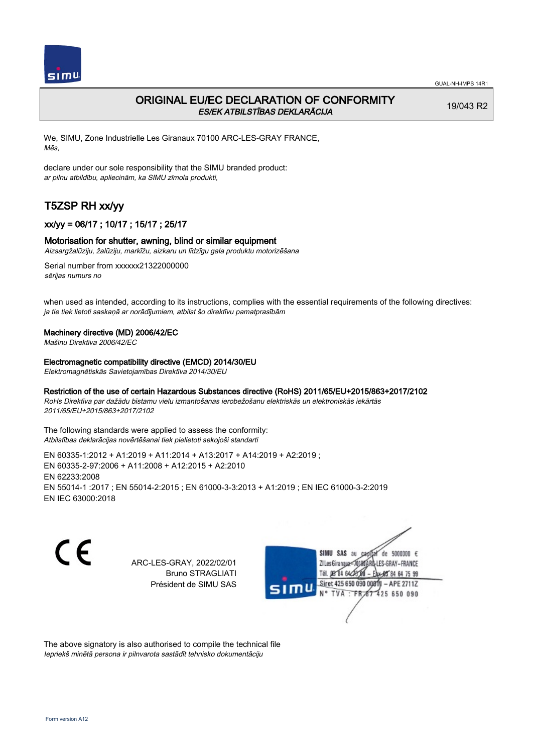# ORIGINAL EU/EC DECLARATION OF CONFORMITY

*ES/EK ATBILSTĪBAS DEKLARĀCIJA*

19/043 R2

We, SIMU, Zone Industrielle Les Giranaux 70100 ARC-LES-GRAY FRANCE,
*Mēs,*

declare under our sole responsibility that the SIMU branded product:
*ar pilnu atbildību, apliecinām, ka SIMU zīmola produkti,*

## T5ZSP RH xx/yy

### xx/yy = 06/17 ; 10/17 ; 15/17 ; 25/17

### Motorisation for shutter, awning, blind or similar equipment

*Aizsargžalūziju, žalūziju, markīžu, aizkaru un līdzīgu gala produktu motorizēšana*

Serial number from xxxxxx21322000000
*sērijas numurs no*

when used as intended, according to its instructions, complies with the essential requirements of the following directives:
*ja tie tiek lietoti saskaņā ar norādījumiem, atbilst šo direktīvu pamatprasībām*

**Machinery directive (MD) 2006/42/EC**
*Mašīnu Direktīva 2006/42/EC*

**Electromagnetic compatibility directive (EMCD) 2014/30/EU**
*Elektromagnētiskās Savietojamības Direktīva 2014/30/EU*

**Restriction of the use of certain Hazardous Substances directive (RoHS) 2011/65/EU+2015/863+2017/2102**
*RoHs Direktīva par dažādu bīstamu vielu izmantošanas ierobežošanu elektriskās un elektroniskās iekārtās 2011/65/EU+2015/863+2017/2102*

The following standards were applied to assess the conformity:
*Atbilstības deklarācijas novērtēšanai tiek pielietoti sekojoši standarti*

EN 60335-1:2012 + A1:2019 + A11:2014 + A13:2017 + A14:2019 + A2:2019 ;
EN 60335-2-97:2006 + A11:2008 + A12:2015 + A2:2010
EN 62233:2008
EN 55014-1 :2017 ; EN 55014-2:2015 ; EN 61000-3-3:2013 + A1:2019 ; EN IEC 61000-3-2:2019
EN IEC 63000:2018

ARC-LES-GRAY, 2022/02/01
Bruno STRAGLIATI
Président de SIMU SAS

SIMU SAS au capital de 5000000 €
ZI Les Giranaux 70100 ARC-LES-GRAY-FRANCE
Tél. 03 84 64 75 00 – Fax 03 84 64 75 99
Siret 425 650 090 00011 – APE 2711Z
N° TVA : FR 67 425 650 090

The above signatory is also authorised to compile the technical file
*Iepriekš minētā persona ir pilnvarota sastādīt tehnisko dokumentāciju*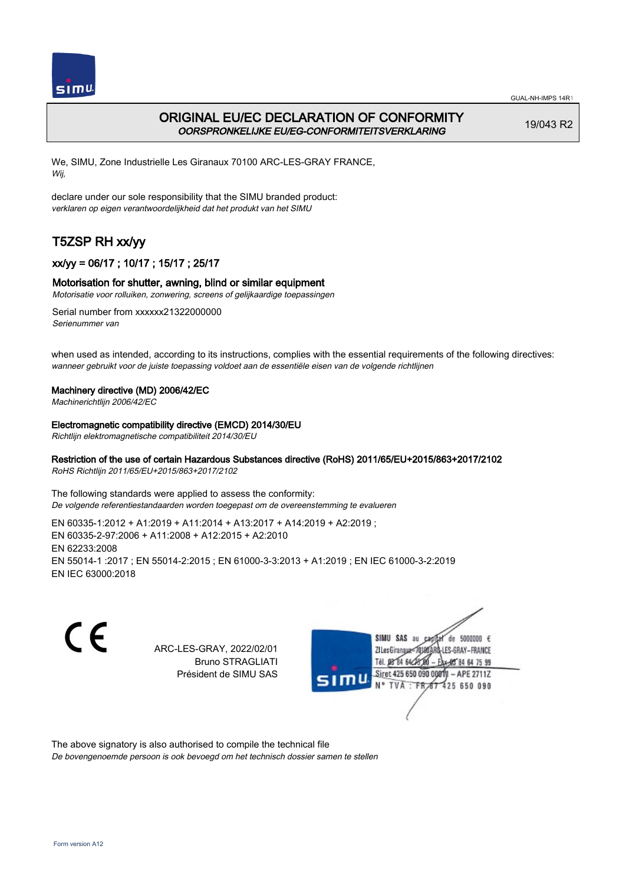# ORIGINAL EU/EC DECLARATION OF CONFORMITY
*OORSPRONKELIJKE EU/EG-CONFORMITEITSVERKLARING*

19/043 R2

We, SIMU, Zone Industrielle Les Giranaux 70100 ARC-LES-GRAY FRANCE,
*Wij,*

declare under our sole responsibility that the SIMU branded product:
*verklaren op eigen verantwoordelijkheid dat het produkt van het SIMU*

## T5ZSP RH xx/yy

### xx/yy = 06/17 ; 10/17 ; 15/17 ; 25/17

### Motorisation for shutter, awning, blind or similar equipment
*Motorisatie voor rolluiken, zonwering, screens of gelijkaardige toepassingen*

Serial number from xxxxxx21322000000
*Serienummer van*

when used as intended, according to its instructions, complies with the essential requirements of the following directives:
*wanneer gebruikt voor de juiste toepassing voldoet aan de essentiële eisen van de volgende richtlijnen*

**Machinery directive (MD) 2006/42/EC**
*Machinerichtlijn 2006/42/EC*

**Electromagnetic compatibility directive (EMCD) 2014/30/EU**
*Richtlijn elektromagnetische compatibiliteit 2014/30/EU*

**Restriction of the use of certain Hazardous Substances directive (RoHS) 2011/65/EU+2015/863+2017/2102**
*RoHS Richtlijn 2011/65/EU+2015/863+2017/2102*

The following standards were applied to assess the conformity:
*De volgende referentiestandaarden worden toegepast om de overeenstemming te evalueren*

EN 60335-1:2012 + A1:2019 + A11:2014 + A13:2017 + A14:2019 + A2:2019 ;
EN 60335-2-97:2006 + A11:2008 + A12:2015 + A2:2010
EN 62233:2008
EN 55014-1 :2017 ; EN 55014-2:2015 ; EN 61000-3-3:2013 + A1:2019 ; EN IEC 61000-3-2:2019
EN IEC 63000:2018

CE

ARC-LES-GRAY, 2022/02/01
Bruno STRAGLIATI
Président de SIMU SAS

SIMU SAS au capital de 5000000 €
ZI Les Giranaux 70100 ARC-LES-GRAY–FRANCE
Tél. 03 84 64 75 00 – Fax 03 84 64 75 99
Siret 425 650 090 00011 – APE 2711Z
N° TVA : FR 87 425 650 090

The above signatory is also authorised to compile the technical file
*De bovengenoemde persoon is ook bevoegd om het technisch dossier samen te stellen*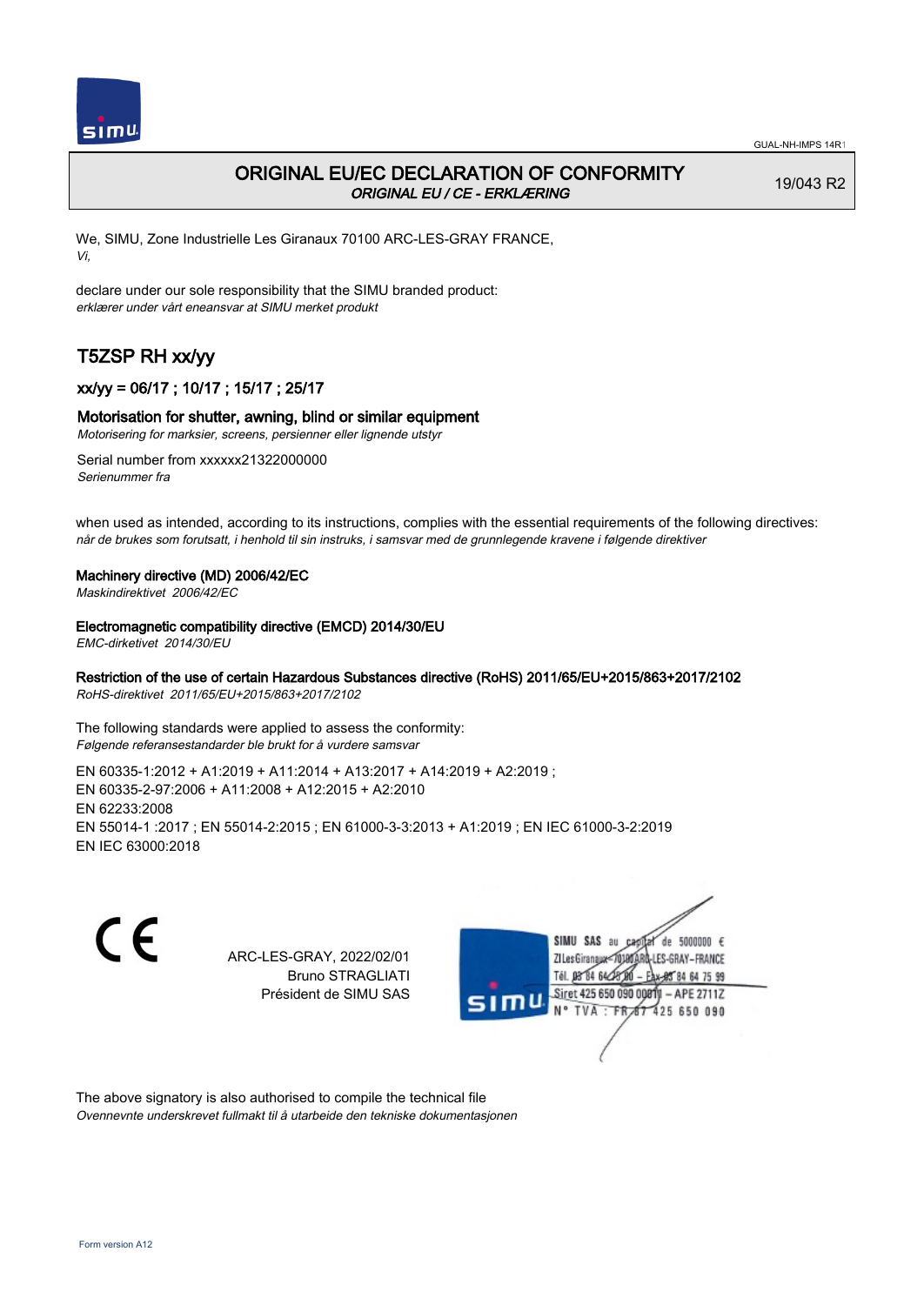# ORIGINAL EU/EC DECLARATION OF CONFORMITY

*ORIGINAL EU / CE - ERKLÆRING*

19/043 R2

We, SIMU, Zone Industrielle Les Giranaux 70100 ARC-LES-GRAY FRANCE,
*Vi,*

declare under our sole responsibility that the SIMU branded product:
*erklærer under vårt eneansvar at SIMU merket produkt*

## T5ZSP RH xx/yy

### xx/yy = 06/17 ; 10/17 ; 15/17 ; 25/17

### Motorisation for shutter, awning, blind or similar equipment

*Motorisering for marksier, screens, persienner eller lignende utstyr*

Serial number from xxxxxx21322000000
*Serienummer fra*

when used as intended, according to its instructions, complies with the essential requirements of the following directives:
*når de brukes som forutsatt, i henhold til sin instruks, i samsvar med de grunnlegende kravene i følgende direktiver*

**Machinery directive (MD) 2006/42/EC**
*Maskindirektivet 2006/42/EC*

**Electromagnetic compatibility directive (EMCD) 2014/30/EU**
*EMC-dirketivet 2014/30/EU*

**Restriction of the use of certain Hazardous Substances directive (RoHS) 2011/65/EU+2015/863+2017/2102**
*RoHS-direktivet 2011/65/EU+2015/863+2017/2102*

The following standards were applied to assess the conformity:
*Følgende referansestandarder ble brukt for å vurdere samsvar*

EN 60335-1:2012 + A1:2019 + A11:2014 + A13:2017 + A14:2019 + A2:2019 ;
EN 60335-2-97:2006 + A11:2008 + A12:2015 + A2:2010
EN 62233:2008
EN 55014-1 :2017 ; EN 55014-2:2015 ; EN 61000-3-3:2013 + A1:2019 ; EN IEC 61000-3-2:2019
EN IEC 63000:2018

CE

ARC-LES-GRAY, 2022/02/01
Bruno STRAGLIATI
Président de SIMU SAS

SIMU SAS au capital de 5000000 €
ZI Les Giranaux 70100 ARC-LES-GRAY-FRANCE
Tél. 03 84 64 75 00 – Fax 03 84 64 75 99
Siret 425 650 090 00011 – APE 2711Z
N° TVA : FR 87 425 650 090

The above signatory is also authorised to compile the technical file
*Ovennevnte underskrevet fullmakt til å utarbeide den tekniske dokumentasjonen*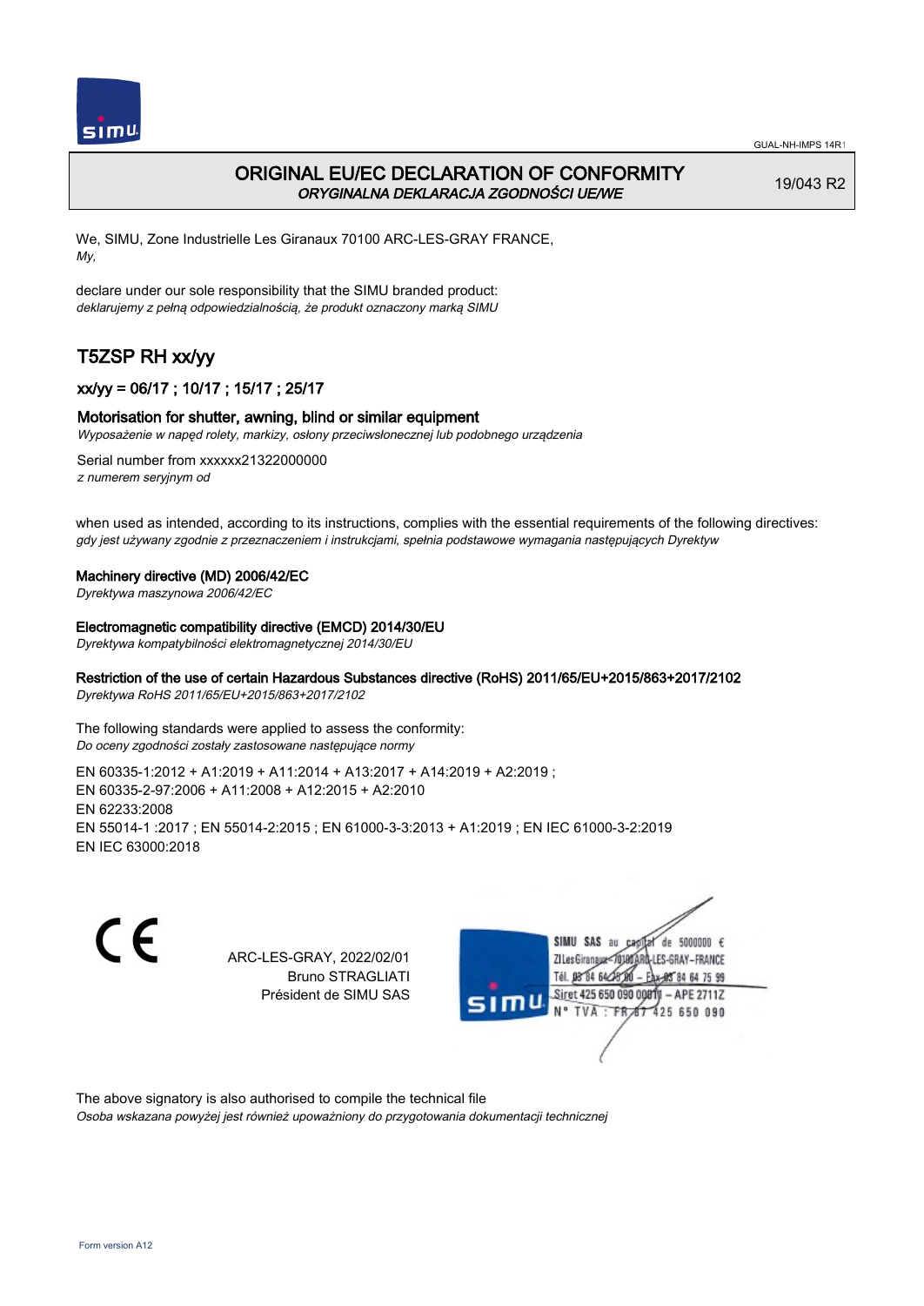# ORIGINAL EU/EC DECLARATION OF CONFORMITY
*ORYGINALNA DEKLARACJA ZGODNOŚCI UE/WE*

19/043 R2

We, SIMU, Zone Industrielle Les Giranaux 70100 ARC-LES-GRAY FRANCE,
*My,*

declare under our sole responsibility that the SIMU branded product:
*deklarujemy z pełną odpowiedzialnością, że produkt oznaczony marką SIMU*

## T5ZSP RH xx/yy

### xx/yy = 06/17 ; 10/17 ; 15/17 ; 25/17

**Motorisation for shutter, awning, blind or similar equipment**
*Wyposażenie w napęd rolety, markizy, osłony przeciwsłonecznej lub podobnego urządzenia*

Serial number from xxxxxx21322000000
*z numerem seryjnym od*

when used as intended, according to its instructions, complies with the essential requirements of the following directives:
*gdy jest używany zgodnie z przeznaczeniem i instrukcjami, spełnia podstawowe wymagania następujących Dyrektyw*

**Machinery directive (MD) 2006/42/EC**
*Dyrektywa maszynowa 2006/42/EC*

**Electromagnetic compatibility directive (EMCD) 2014/30/EU**
*Dyrektywa kompatybilności elektromagnetycznej 2014/30/EU*

**Restriction of the use of certain Hazardous Substances directive (RoHS) 2011/65/EU+2015/863+2017/2102**
*Dyrektywa RoHS 2011/65/EU+2015/863+2017/2102*

The following standards were applied to assess the conformity:
*Do oceny zgodności zostały zastosowane następujące normy*

EN 60335-1:2012 + A1:2019 + A11:2014 + A13:2017 + A14:2019 + A2:2019 ;
EN 60335-2-97:2006 + A11:2008 + A12:2015 + A2:2010
EN 62233:2008
EN 55014-1 :2017 ; EN 55014-2:2015 ; EN 61000-3-3:2013 + A1:2019 ; EN IEC 61000-3-2:2019
EN IEC 63000:2018

CE

ARC-LES-GRAY, 2022/02/01
Bruno STRAGLIATI
Président de SIMU SAS

SIMU SAS au capital de 5000000 €
ZI Les Giranaux 70100 ARC-LES-GRAY-FRANCE
Tél. 03 84 64 75 00 – Fax 03 84 64 75 99
Siret 425 650 090 00011 – APE 2711Z
N° TVA : FR 87 425 650 090

The above signatory is also authorised to compile the technical file
*Osoba wskazana powyżej jest również upoważniony do przygotowania dokumentacji technicznej*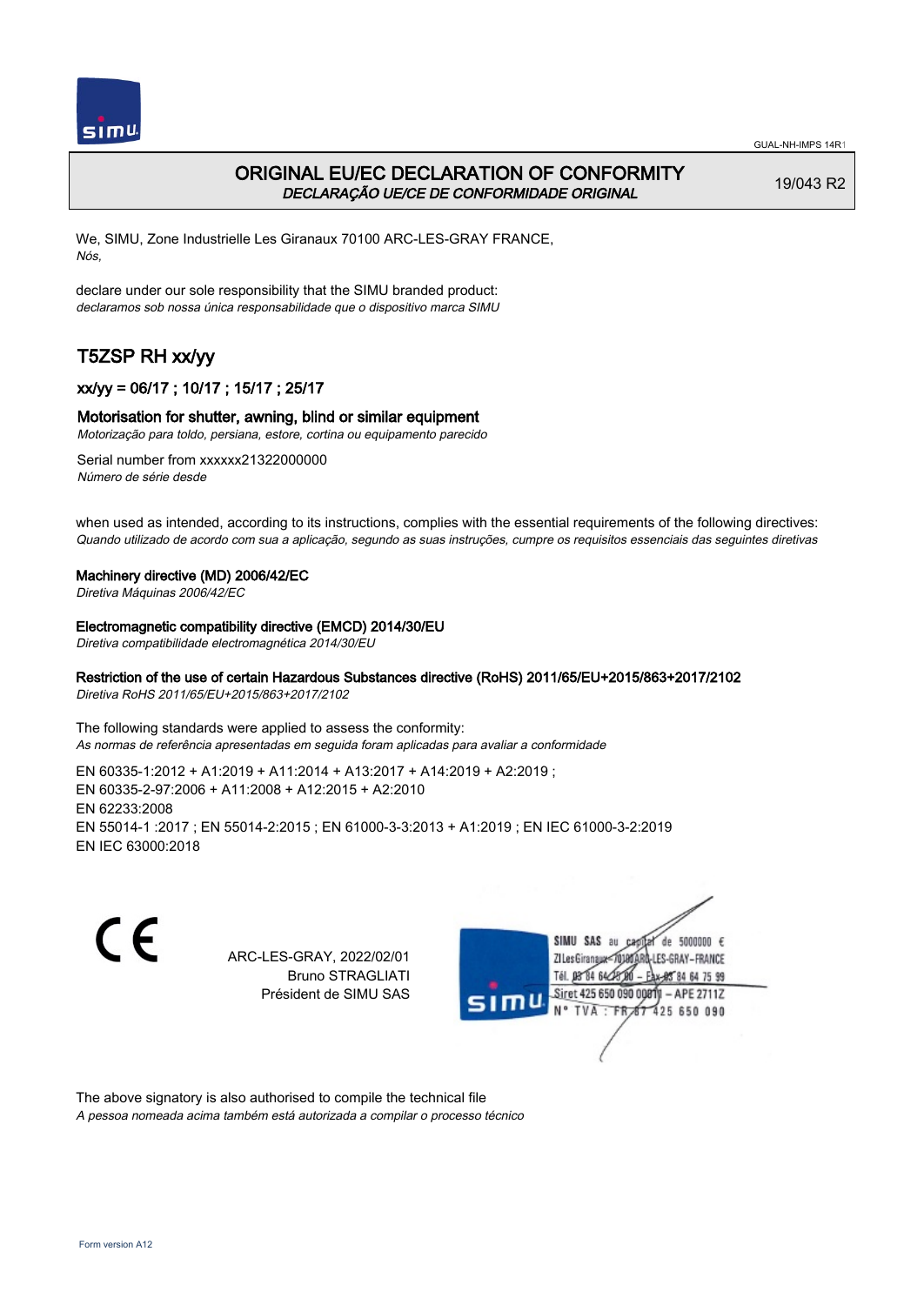GUAL-NH-IMPS 14R1

# ORIGINAL EU/EC DECLARATION OF CONFORMITY

*DECLARAÇÃO UE/CE DE CONFORMIDADE ORIGINAL*

19/043 R2

We, SIMU, Zone Industrielle Les Giranaux 70100 ARC-LES-GRAY FRANCE,
*Nós,*

declare under our sole responsibility that the SIMU branded product:
*declaramos sob nossa única responsabilidade que o dispositivo marca SIMU*

## T5ZSP RH xx/yy

### xx/yy = 06/17 ; 10/17 ; 15/17 ; 25/17

### Motorisation for shutter, awning, blind or similar equipment

*Motorização para toldo, persiana, estore, cortina ou equipamento parecido*

Serial number from xxxxxx21322000000
*Número de série desde*

when used as intended, according to its instructions, complies with the essential requirements of the following directives:
*Quando utilizado de acordo com sua a aplicação, segundo as suas instruções, cumpre os requisitos essenciais das seguintes diretivas*

**Machinery directive (MD) 2006/42/EC**
*Diretiva Máquinas 2006/42/EC*

**Electromagnetic compatibility directive (EMCD) 2014/30/EU**
*Diretiva compatibilidade electromagnética 2014/30/EU*

**Restriction of the use of certain Hazardous Substances directive (RoHS) 2011/65/EU+2015/863+2017/2102**
*Diretiva RoHS 2011/65/EU+2015/863+2017/2102*

The following standards were applied to assess the conformity:
*As normas de referência apresentadas em seguida foram aplicadas para avaliar a conformidade*

EN 60335-1:2012 + A1:2019 + A11:2014 + A13:2017 + A14:2019 + A2:2019 ;
EN 60335-2-97:2006 + A11:2008 + A12:2015 + A2:2010
EN 62233:2008
EN 55014-1 :2017 ; EN 55014-2:2015 ; EN 61000-3-3:2013 + A1:2019 ; EN IEC 61000-3-2:2019
EN IEC 63000:2018

CE

ARC-LES-GRAY, 2022/02/01
Bruno STRAGLIATI
Président de SIMU SAS

SIMU SAS au capital de 5000000 €
ZI Les Giranaux 70100 ARC-LES-GRAY-FRANCE
Tél. 03 84 64 75 00 – Fax 03 84 64 75 99
Siret 425 650 090 00011 – APE 2711Z
N° TVA : FR 87 425 650 090

The above signatory is also authorised to compile the technical file
*A pessoa nomeada acima também está autorizada a compilar o processo técnico*

Form version A12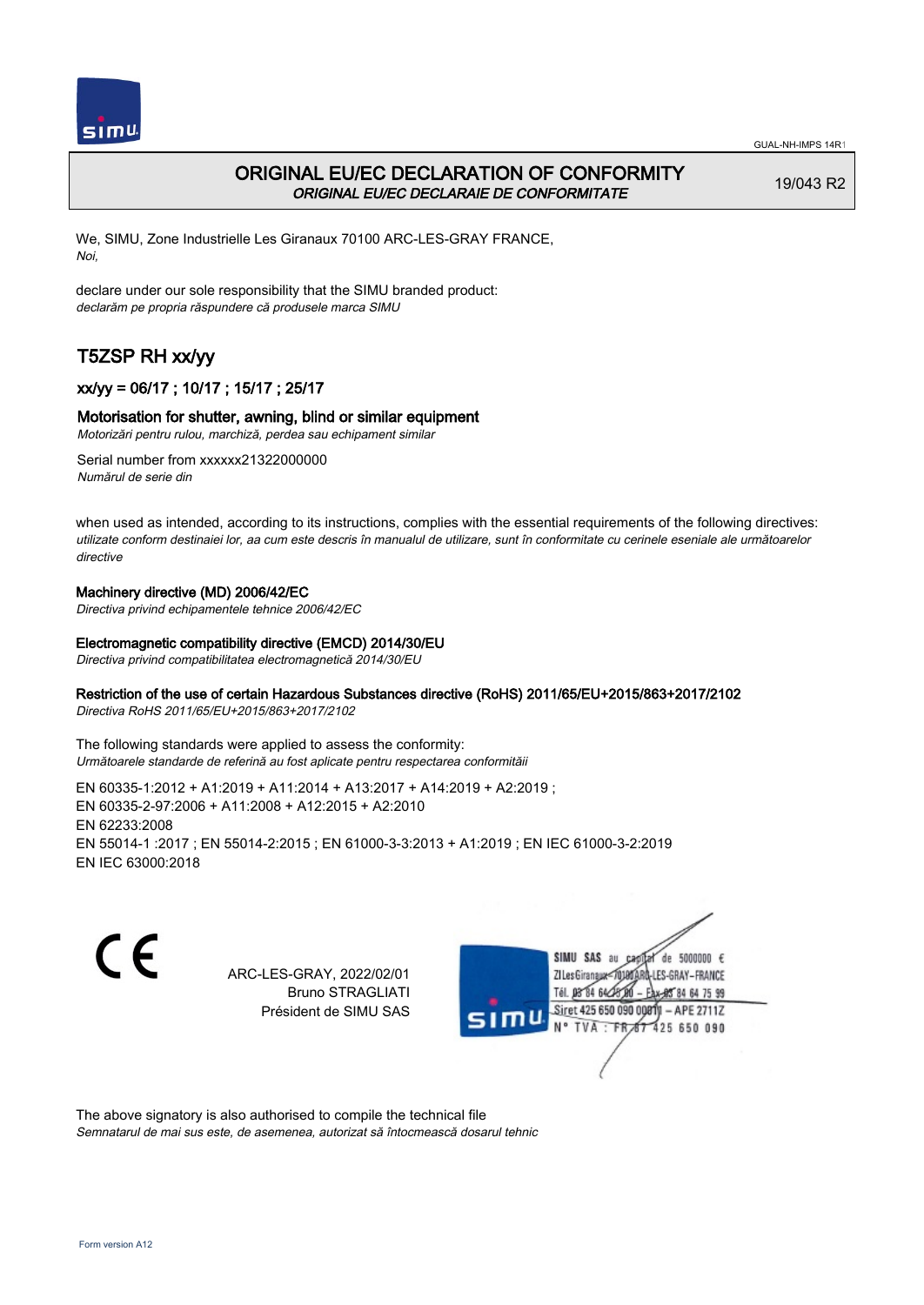# ORIGINAL EU/EC DECLARATION OF CONFORMITY

*ORIGINAL EU/EC DECLARAIE DE CONFORMITATE*

19/043 R2

We, SIMU, Zone Industrielle Les Giranaux 70100 ARC-LES-GRAY FRANCE,
*Noi,*

declare under our sole responsibility that the SIMU branded product:
*declarăm pe propria răspundere că produsele marca SIMU*

## T5ZSP RH xx/yy

### xx/yy = 06/17 ; 10/17 ; 15/17 ; 25/17

### Motorisation for shutter, awning, blind or similar equipment

*Motorizări pentru rulou, marchiză, perdea sau echipament similar*

Serial number from xxxxxx21322000000
*Numărul de serie din*

when used as intended, according to its instructions, complies with the essential requirements of the following directives:
*utilizate conform destinaiei lor, aa cum este descris în manualul de utilizare, sunt în conformitate cu cerinele eseniale ale următoarelor directive*

**Machinery directive (MD) 2006/42/EC**
*Directiva privind echipamentele tehnice 2006/42/EC*

**Electromagnetic compatibility directive (EMCD) 2014/30/EU**
*Directiva privind compatibilitatea electromagnetică 2014/30/EU*

**Restriction of the use of certain Hazardous Substances directive (RoHS) 2011/65/EU+2015/863+2017/2102**
*Directiva RoHS 2011/65/EU+2015/863+2017/2102*

The following standards were applied to assess the conformity:
*Următoarele standarde de referină au fost aplicate pentru respectarea conformităii*

EN 60335-1:2012 + A1:2019 + A11:2014 + A13:2017 + A14:2019 + A2:2019 ;
EN 60335-2-97:2006 + A11:2008 + A12:2015 + A2:2010
EN 62233:2008
EN 55014-1 :2017 ; EN 55014-2:2015 ; EN 61000-3-3:2013 + A1:2019 ; EN IEC 61000-3-2:2019
EN IEC 63000:2018

ARC-LES-GRAY, 2022/02/01
Bruno STRAGLIATI
Président de SIMU SAS

SIMU SAS au capital de 5000000 €
ZI Les Giranaux 70100 ARC-LES-GRAY-FRANCE
Tél. 03 84 64 75 00 – Fax 03 84 64 75 99
Siret 425 650 090 00011 – APE 2711Z
N° TVA : FR 67 425 650 090

The above signatory is also authorised to compile the technical file
*Semnatarul de mai sus este, de asemenea, autorizat să întocmească dosarul tehnic*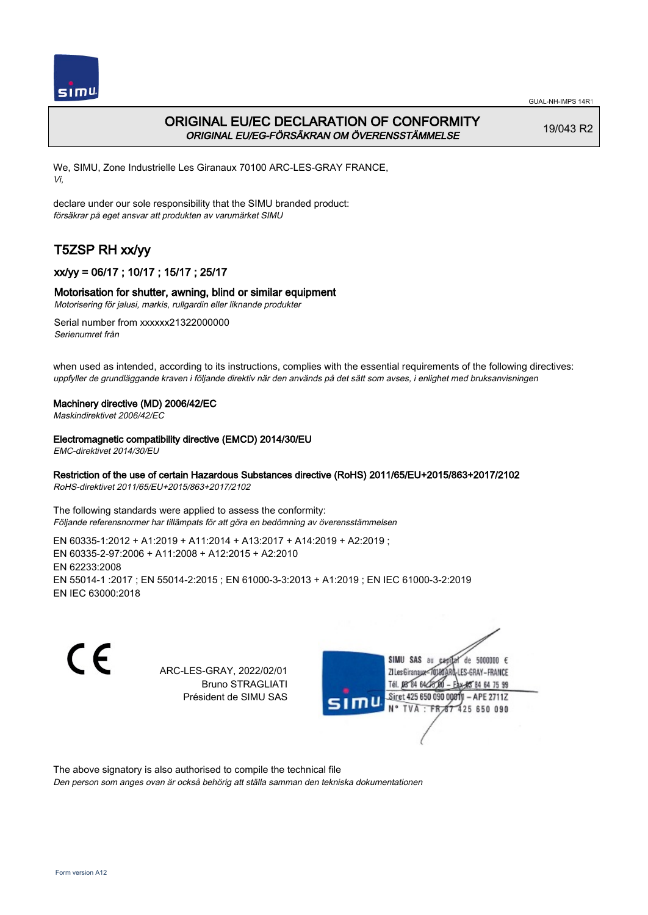# ORIGINAL EU/EC DECLARATION OF CONFORMITY

*ORIGINAL EU/EG-FÖRSÄKRAN OM ÖVERENSSTÄMMELSE*

19/043 R2

We, SIMU, Zone Industrielle Les Giranaux 70100 ARC-LES-GRAY FRANCE,
*Vi,*

declare under our sole responsibility that the SIMU branded product:
*försäkrar på eget ansvar att produkten av varumärket SIMU*

## T5ZSP RH xx/yy

### xx/yy = 06/17 ; 10/17 ; 15/17 ; 25/17

### Motorisation for shutter, awning, blind or similar equipment

*Motorisering för jalusi, markis, rullgardin eller liknande produkter*

Serial number from xxxxxx21322000000
*Serienumret från*

when used as intended, according to its instructions, complies with the essential requirements of the following directives:
*uppfyller de grundläggande kraven i följande direktiv när den används på det sätt som avses, i enlighet med bruksanvisningen*

**Machinery directive (MD) 2006/42/EC**
*Maskindirektivet 2006/42/EC*

**Electromagnetic compatibility directive (EMCD) 2014/30/EU**
*EMC-direktivet 2014/30/EU*

**Restriction of the use of certain Hazardous Substances directive (RoHS) 2011/65/EU+2015/863+2017/2102**
*RoHS-direktivet 2011/65/EU+2015/863+2017/2102*

The following standards were applied to assess the conformity:
*Följande referensnormer har tillämpats för att göra en bedömning av överensstämmelsen*

EN 60335-1:2012 + A1:2019 + A11:2014 + A13:2017 + A14:2019 + A2:2019 ;
EN 60335-2-97:2006 + A11:2008 + A12:2015 + A2:2010
EN 62233:2008
EN 55014-1 :2017 ; EN 55014-2:2015 ; EN 61000-3-3:2013 + A1:2019 ; EN IEC 61000-3-2:2019
EN IEC 63000:2018

ARC-LES-GRAY, 2022/02/01
Bruno STRAGLIATI
Président de SIMU SAS

SIMU SAS au capital de 5000000 €
ZI Les Giranaux 70100 ARC-LES-GRAY-FRANCE
Tél. 03 84 64 75 00 – Fax 03 84 64 75 99
Siret 425 650 090 00011 – APE 2711Z
N° TVA : FR 87 425 650 090

The above signatory is also authorised to compile the technical file
*Den person som anges ovan är också behörig att ställa samman den tekniska dokumentationen*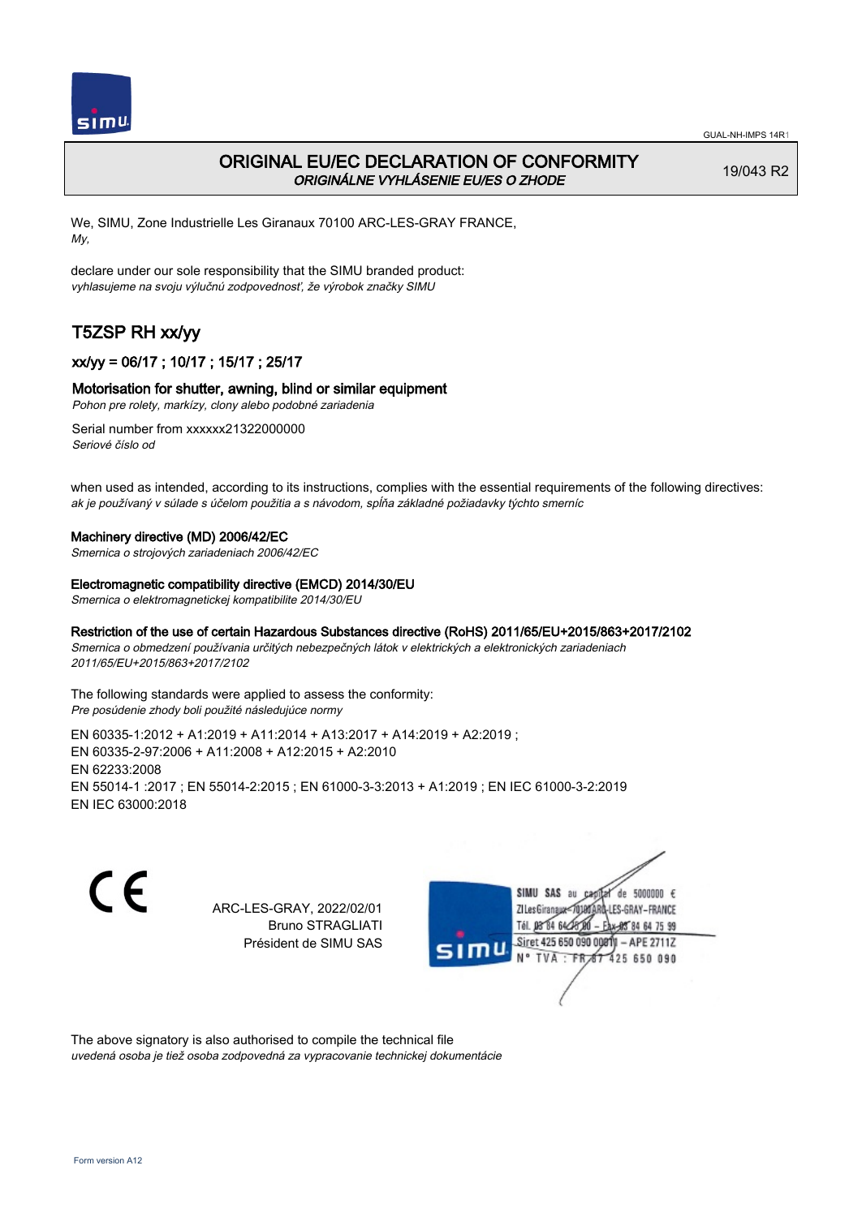GUAL-NH-IMPS 14R1

# ORIGINAL EU/EC DECLARATION OF CONFORMITY
*ORIGINÁLNE VYHLÁSENIE EU/ES O ZHODE*

19/043 R2

We, SIMU, Zone Industrielle Les Giranaux 70100 ARC-LES-GRAY FRANCE,
*My,*

declare under our sole responsibility that the SIMU branded product:
*vyhlasujeme na svoju výlučnú zodpovednosť, že výrobok značky SIMU*

## T5ZSP RH xx/yy

### xx/yy = 06/17 ; 10/17 ; 15/17 ; 25/17

### Motorisation for shutter, awning, blind or similar equipment
*Pohon pre rolety, markízy, clony alebo podobné zariadenia*

Serial number from xxxxxx21322000000
*Seriové číslo od*

when used as intended, according to its instructions, complies with the essential requirements of the following directives:
*ak je používaný v súlade s účelom použitia a s návodom, spĺňa základné požiadavky týchto smerníc*

**Machinery directive (MD) 2006/42/EC**
*Smernica o strojových zariadeniach 2006/42/EC*

**Electromagnetic compatibility directive (EMCD) 2014/30/EU**
*Smernica o elektromagnetickej kompatibilite 2014/30/EU*

**Restriction of the use of certain Hazardous Substances directive (RoHS) 2011/65/EU+2015/863+2017/2102**
*Smernica o obmedzení používania určitých nebezpečných látok v elektrických a elektronických zariadeniach 2011/65/EU+2015/863+2017/2102*

The following standards were applied to assess the conformity:
*Pre posúdenie zhody boli použité následujúce normy*

EN 60335-1:2012 + A1:2019 + A11:2014 + A13:2017 + A14:2019 + A2:2019 ;
EN 60335-2-97:2006 + A11:2008 + A12:2015 + A2:2010
EN 62233:2008
EN 55014-1 :2017 ; EN 55014-2:2015 ; EN 61000-3-3:2013 + A1:2019 ; EN IEC 61000-3-2:2019
EN IEC 63000:2018

CE

ARC-LES-GRAY, 2022/02/01
Bruno STRAGLIATI
Président de SIMU SAS

SIMU SAS au capital de 5000000 €
ZI Les Giranaux 70100 ARC-LES-GRAY-FRANCE
Tél. 03 84 64 75 00 – Fax 03 84 64 75 99
Siret 425 650 090 00011 – APE 2711Z
N° TVA : FR 87 425 650 090

The above signatory is also authorised to compile the technical file
*uvedená osoba je tiež osoba zodpovedná za vypracovanie technickej dokumentácie*

Form version A12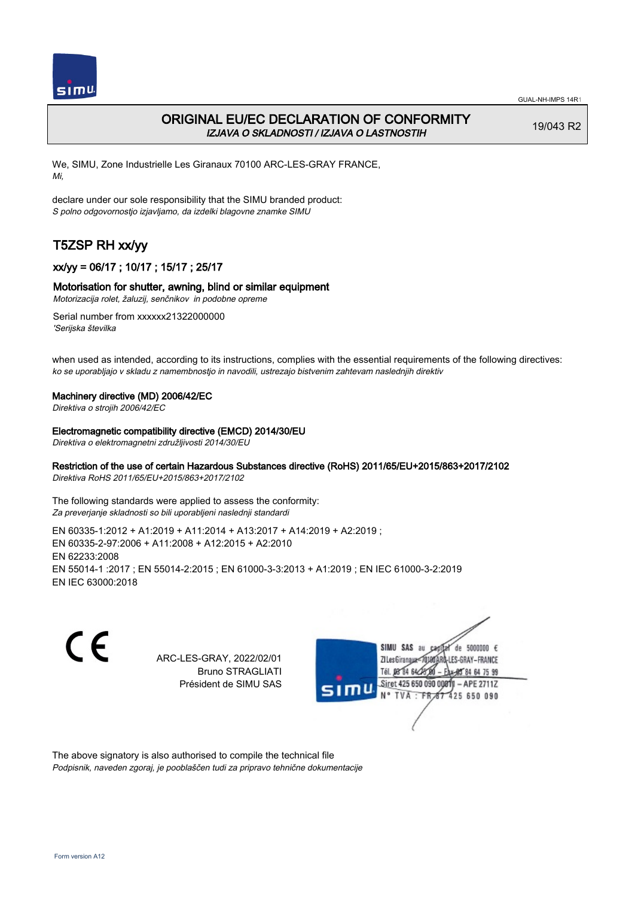# ORIGINAL EU/EC DECLARATION OF CONFORMITY

*IZJAVA O SKLADNOSTI / IZJAVA O LASTNOSTIH*

19/043 R2

We, SIMU, Zone Industrielle Les Giranaux 70100 ARC-LES-GRAY FRANCE,
*Mi,*

declare under our sole responsibility that the SIMU branded product:
*S polno odgovornostjo izjavljamo, da izdelki blagovne znamke SIMU*

## T5ZSP RH xx/yy

### xx/yy = 06/17 ; 10/17 ; 15/17 ; 25/17

### Motorisation for shutter, awning, blind or similar equipment

*Motorizacija rolet, žaluzij, senčnikov in podobne opreme*

Serial number from xxxxxx21322000000
*'Serijska številka*

when used as intended, according to its instructions, complies with the essential requirements of the following directives:
*ko se uporabljajo v skladu z namembnostjo in navodili, ustrezajo bistvenim zahtevam naslednjih direktiv*

**Machinery directive (MD) 2006/42/EC**
*Direktiva o strojih 2006/42/EC*

**Electromagnetic compatibility directive (EMCD) 2014/30/EU**
*Direktiva o elektromagnetni združljivosti 2014/30/EU*

**Restriction of the use of certain Hazardous Substances directive (RoHS) 2011/65/EU+2015/863+2017/2102**
*Direktiva RoHS 2011/65/EU+2015/863+2017/2102*

The following standards were applied to assess the conformity:
*Za preverjanje skladnosti so bili uporabljeni naslednji standardi*

EN 60335-1:2012 + A1:2019 + A11:2014 + A13:2017 + A14:2019 + A2:2019 ;
EN 60335-2-97:2006 + A11:2008 + A12:2015 + A2:2010
EN 62233:2008
EN 55014-1 :2017 ; EN 55014-2:2015 ; EN 61000-3-3:2013 + A1:2019 ; EN IEC 61000-3-2:2019
EN IEC 63000:2018

CE

ARC-LES-GRAY, 2022/02/01
Bruno STRAGLIATI
Président de SIMU SAS

SIMU SAS au capital de 5000000 €
ZI Les Giranaux 70100 ARC-LES-GRAY-FRANCE
Tél. 03 84 64 75 00 – Fax 03 84 64 75 99
Siret 425 650 090 00011 – APE 2711Z
N° TVA : FR 67 425 650 090

The above signatory is also authorised to compile the technical file
*Podpisnik, naveden zgoraj, je pooblaščen tudi za pripravo tehnične dokumentacije*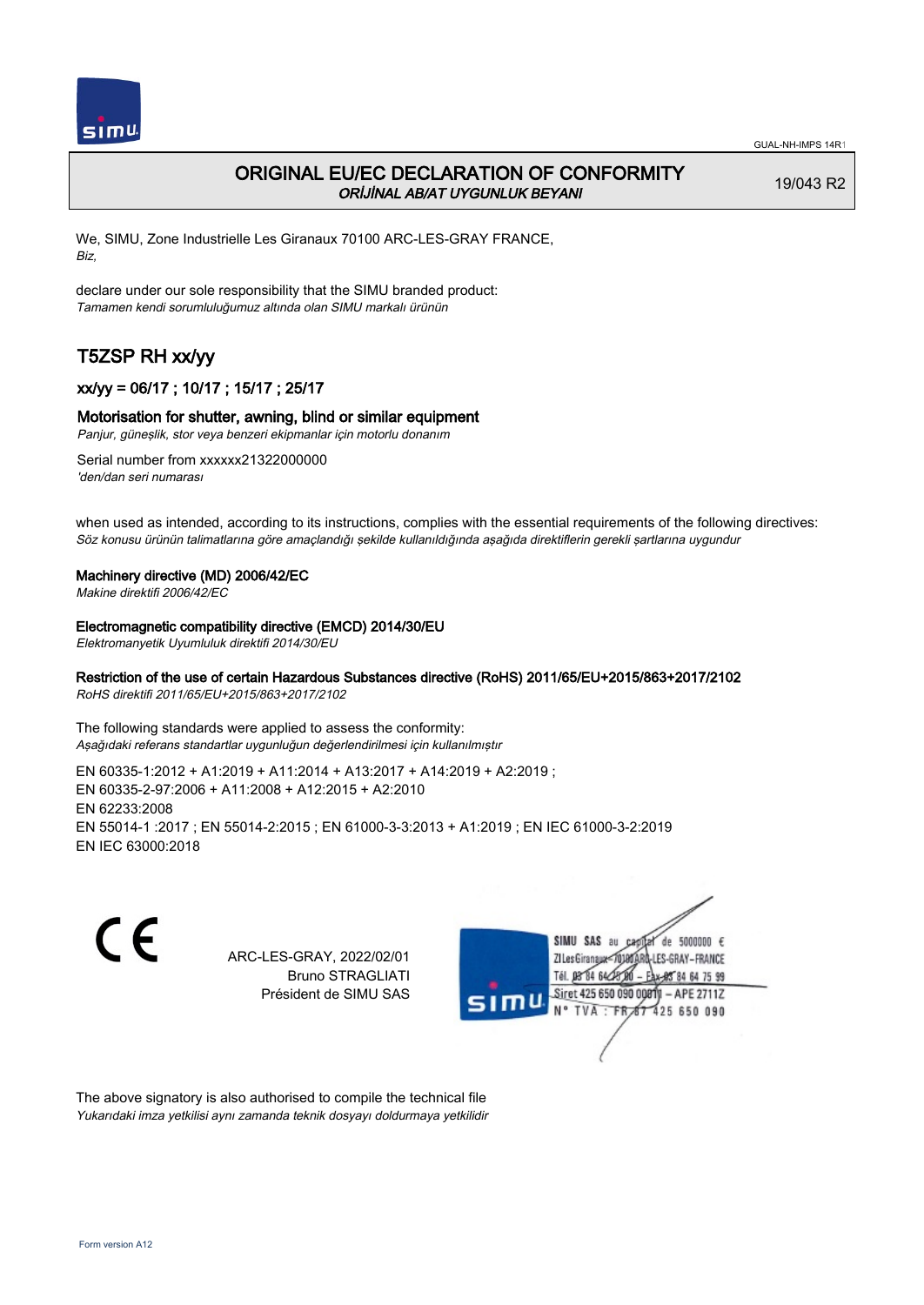GUAL-NH-IMPS 14R1

# ORIGINAL EU/EC DECLARATION OF CONFORMITY
*ORİJİNAL AB/AT UYGUNLUK BEYANI*

19/043 R2

We, SIMU, Zone Industrielle Les Giranaux 70100 ARC-LES-GRAY FRANCE,
*Biz,*

declare under our sole responsibility that the SIMU branded product:
*Tamamen kendi sorumluluğumuz altında olan SIMU markalı ürünün*

## T5ZSP RH xx/yy

### xx/yy = 06/17 ; 10/17 ; 15/17 ; 25/17

### Motorisation for shutter, awning, blind or similar equipment
*Panjur, güneşlik, stor veya benzeri ekipmanlar için motorlu donanım*

Serial number from xxxxxx21322000000
*'den/dan seri numarası*

when used as intended, according to its instructions, complies with the essential requirements of the following directives:
*Söz konusu ürünün talimatlarına göre amaçlandığı şekilde kullanıldığında aşağıda direktiflerin gerekli şartlarına uygundur*

**Machinery directive (MD) 2006/42/EC**
*Makine direktifi 2006/42/EC*

**Electromagnetic compatibility directive (EMCD) 2014/30/EU**
*Elektromanyetik Uyumluluk direktifi 2014/30/EU*

**Restriction of the use of certain Hazardous Substances directive (RoHS) 2011/65/EU+2015/863+2017/2102**
*RoHS direktifi 2011/65/EU+2015/863+2017/2102*

The following standards were applied to assess the conformity:
*Aşağıdaki referans standartlar uygunluğun değerlendirilmesi için kullanılmıştır*

EN 60335-1:2012 + A1:2019 + A11:2014 + A13:2017 + A14:2019 + A2:2019 ;
EN 60335-2-97:2006 + A11:2008 + A12:2015 + A2:2010
EN 62233:2008
EN 55014-1 :2017 ; EN 55014-2:2015 ; EN 61000-3-3:2013 + A1:2019 ; EN IEC 61000-3-2:2019
EN IEC 63000:2018

CE

ARC-LES-GRAY, 2022/02/01
Bruno STRAGLIATI
Président de SIMU SAS

SIMU SAS au capital de 5000000 €
ZI Les Giranaux 70100 ARC-LES-GRAY-FRANCE
Tél. 03 84 64 75 00 – Fax 03 84 64 75 99
Siret 425 650 090 00011 – APE 2711Z
N° TVA : FR 87 425 650 090

The above signatory is also authorised to compile the technical file
*Yukarıdaki imza yetkilisi aynı zamanda teknik dosyayı doldurmaya yetkilidir*

Form version A12